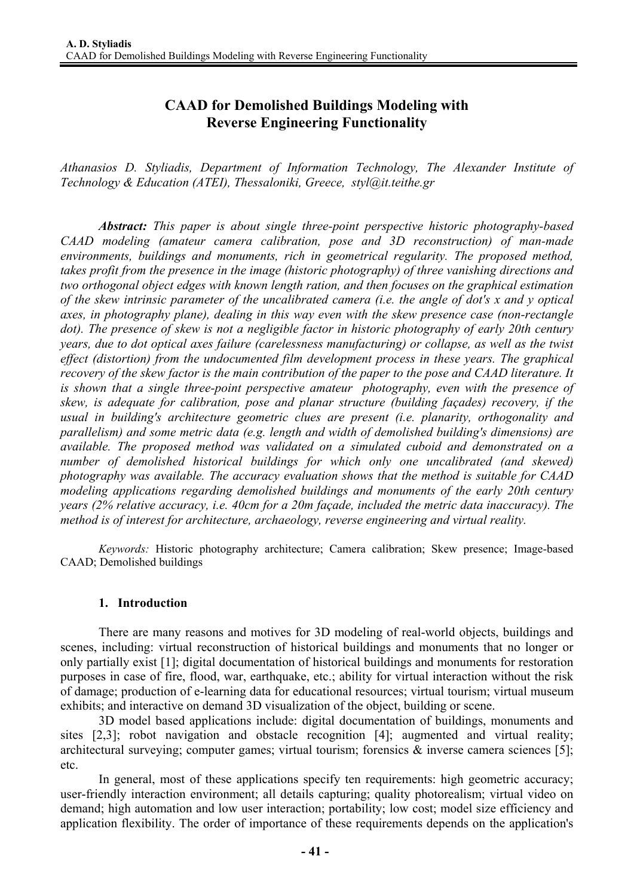# CAAD for Demolished Buildings Modeling with Reverse Engineering Functionality

*Athanasios D. Styliadis, Department of Information Technology, The Alexander Institute of Technology & Education (ATEI), Thessaloniki, Greece, styl@it.teithe.gr*

***Abstract:*** *This paper is about single three-point perspective historic photography-based CAAD modeling (amateur camera calibration, pose and 3D reconstruction) of man-made environments, buildings and monuments, rich in geometrical regularity. The proposed method, takes profit from the presence in the image (historic photography) of three vanishing directions and two orthogonal object edges with known length ration, and then focuses on the graphical estimation of the skew intrinsic parameter of the uncalibrated camera (i.e. the angle of dot's x and y optical axes, in photography plane), dealing in this way even with the skew presence case (non-rectangle dot). The presence of skew is not a negligible factor in historic photography of early 20th century years, due to dot optical axes failure (carelessness manufacturing) or collapse, as well as the twist effect (distortion) from the undocumented film development process in these years. The graphical recovery of the skew factor is the main contribution of the paper to the pose and CAAD literature. It is shown that a single three-point perspective amateur photography, even with the presence of skew, is adequate for calibration, pose and planar structure (building façades) recovery, if the usual in building's architecture geometric clues are present (i.e. planarity, orthogonality and parallelism) and some metric data (e.g. length and width of demolished building's dimensions) are available. The proposed method was validated on a simulated cuboid and demonstrated on a number of demolished historical buildings for which only one uncalibrated (and skewed) photography was available. The accuracy evaluation shows that the method is suitable for CAAD modeling applications regarding demolished buildings and monuments of the early 20th century years (2% relative accuracy, i.e. 40cm for a 20m façade, included the metric data inaccuracy). The method is of interest for architecture, archaeology, reverse engineering and virtual reality.*

*Keywords:* Historic photography architecture; Camera calibration; Skew presence; Image-based CAAD; Demolished buildings

## 1. Introduction

There are many reasons and motives for 3D modeling of real-world objects, buildings and scenes, including: virtual reconstruction of historical buildings and monuments that no longer or only partially exist [1]; digital documentation of historical buildings and monuments for restoration purposes in case of fire, flood, war, earthquake, etc.; ability for virtual interaction without the risk of damage; production of e-learning data for educational resources; virtual tourism; virtual museum exhibits; and interactive on demand 3D visualization of the object, building or scene.

3D model based applications include: digital documentation of buildings, monuments and sites [2,3]; robot navigation and obstacle recognition [4]; augmented and virtual reality; architectural surveying; computer games; virtual tourism; forensics & inverse camera sciences [5]; etc.

In general, most of these applications specify ten requirements: high geometric accuracy; user-friendly interaction environment; all details capturing; quality photorealism; virtual video on demand; high automation and low user interaction; portability; low cost; model size efficiency and application flexibility. The order of importance of these requirements depends on the application's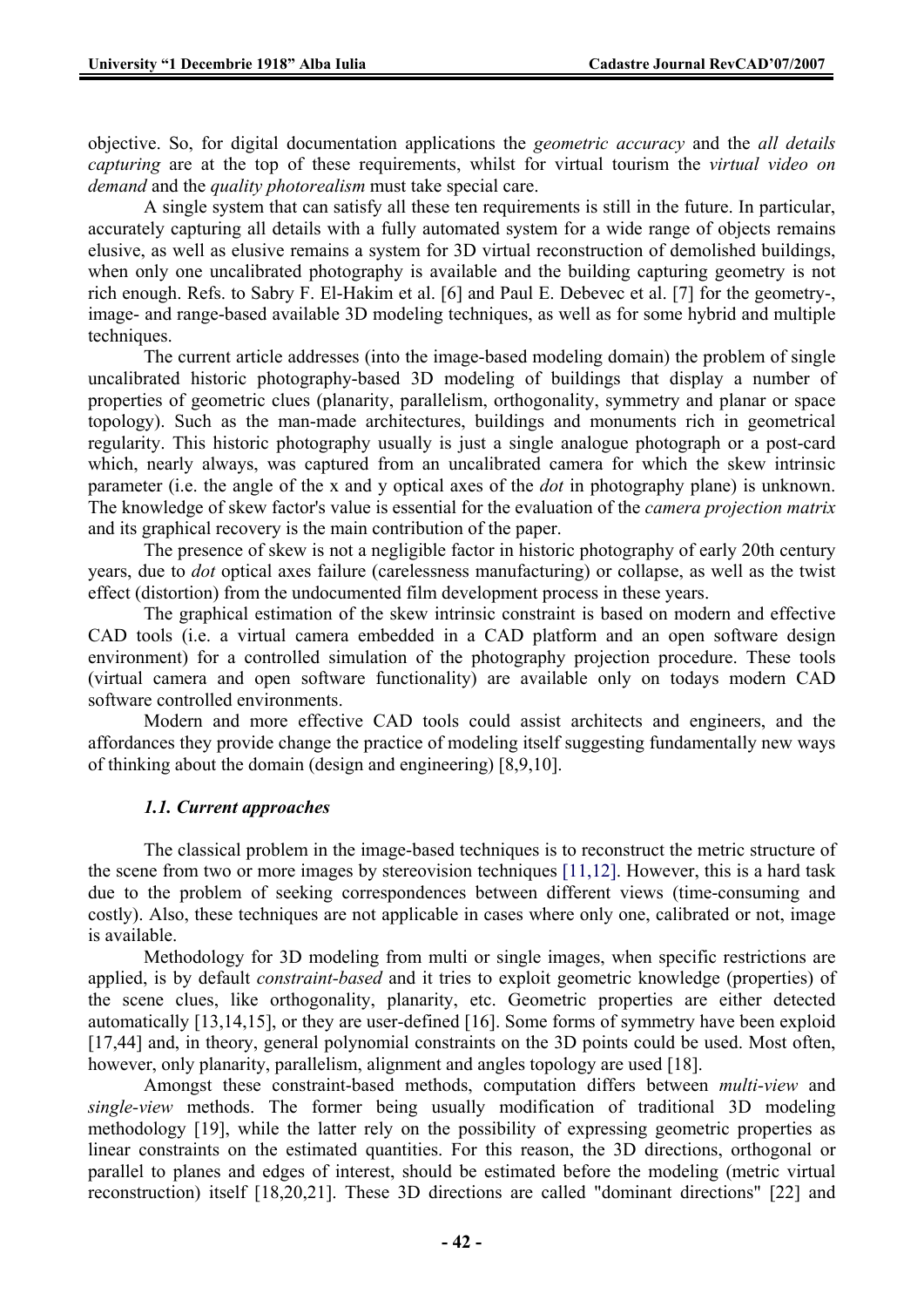objective. So, for digital documentation applications the *geometric accuracy* and the *all details capturing* are at the top of these requirements, whilst for virtual tourism the *virtual video on demand* and the *quality photorealism* must take special care.

A single system that can satisfy all these ten requirements is still in the future. In particular, accurately capturing all details with a fully automated system for a wide range of objects remains elusive, as well as elusive remains a system for 3D virtual reconstruction of demolished buildings, when only one uncalibrated photography is available and the building capturing geometry is not rich enough. Refs. to Sabry F. El-Hakim et al. [6] and Paul E. Debevec et al. [7] for the geometry-, image- and range-based available 3D modeling techniques, as well as for some hybrid and multiple techniques.

The current article addresses (into the image-based modeling domain) the problem of single uncalibrated historic photography-based 3D modeling of buildings that display a number of properties of geometric clues (planarity, parallelism, orthogonality, symmetry and planar or space topology). Such as the man-made architectures, buildings and monuments rich in geometrical regularity. This historic photography usually is just a single analogue photograph or a post-card which, nearly always, was captured from an uncalibrated camera for which the skew intrinsic parameter (i.e. the angle of the x and y optical axes of the *dot* in photography plane) is unknown. The knowledge of skew factor's value is essential for the evaluation of the *camera projection matrix* and its graphical recovery is the main contribution of the paper.

The presence of skew is not a negligible factor in historic photography of early 20th century years, due to *dot* optical axes failure (carelessness manufacturing) or collapse, as well as the twist effect (distortion) from the undocumented film development process in these years.

The graphical estimation of the skew intrinsic constraint is based on modern and effective CAD tools (i.e. a virtual camera embedded in a CAD platform and an open software design environment) for a controlled simulation of the photography projection procedure. These tools (virtual camera and open software functionality) are available only on todays modern CAD software controlled environments.

Modern and more effective CAD tools could assist architects and engineers, and the affordances they provide change the practice of modeling itself suggesting fundamentally new ways of thinking about the domain (design and engineering) [8,9,10].

### *1.1. Current approaches*

The classical problem in the image-based techniques is to reconstruct the metric structure of the scene from two or more images by stereovision techniques [11,12]. However, this is a hard task due to the problem of seeking correspondences between different views (time-consuming and costly). Also, these techniques are not applicable in cases where only one, calibrated or not, image is available.

Methodology for 3D modeling from multi or single images, when specific restrictions are applied, is by default *constraint-based* and it tries to exploit geometric knowledge (properties) of the scene clues, like orthogonality, planarity, etc. Geometric properties are either detected automatically [13,14,15], or they are user-defined [16]. Some forms of symmetry have been exploid [17,44] and, in theory, general polynomial constraints on the 3D points could be used. Most often, however, only planarity, parallelism, alignment and angles topology are used [18].

Amongst these constraint-based methods, computation differs between *multi-view* and *single-view* methods. The former being usually modification of traditional 3D modeling methodology [19], while the latter rely on the possibility of expressing geometric properties as linear constraints on the estimated quantities. For this reason, the 3D directions, orthogonal or parallel to planes and edges of interest, should be estimated before the modeling (metric virtual reconstruction) itself [18,20,21]. These 3D directions are called "dominant directions" [22] and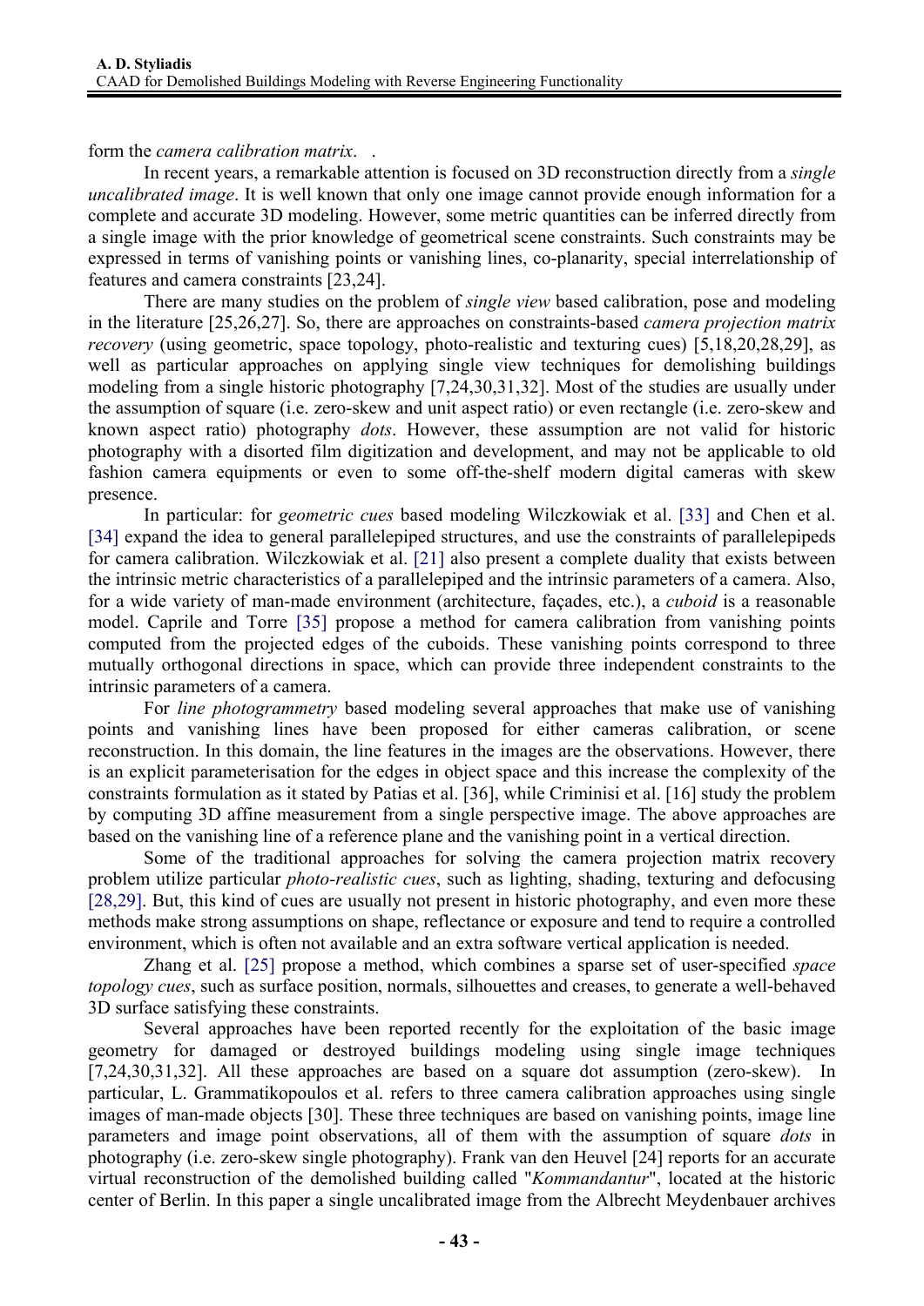form the *camera calibration matrix*.   .

In recent years, a remarkable attention is focused on 3D reconstruction directly from a *single uncalibrated image*. It is well known that only one image cannot provide enough information for a complete and accurate 3D modeling. However, some metric quantities can be inferred directly from a single image with the prior knowledge of geometrical scene constraints. Such constraints may be expressed in terms of vanishing points or vanishing lines, co-planarity, special interrelationship of features and camera constraints [23,24].

There are many studies on the problem of *single view* based calibration, pose and modeling in the literature [25,26,27]. So, there are approaches on constraints-based *camera projection matrix recovery* (using geometric, space topology, photo-realistic and texturing cues) [5,18,20,28,29], as well as particular approaches on applying single view techniques for demolishing buildings modeling from a single historic photography [7,24,30,31,32]. Most of the studies are usually under the assumption of square (i.e. zero-skew and unit aspect ratio) or even rectangle (i.e. zero-skew and known aspect ratio) photography *dots*. However, these assumption are not valid for historic photography with a disorted film digitization and development, and may not be applicable to old fashion camera equipments or even to some off-the-shelf modern digital cameras with skew presence.

In particular: for *geometric cues* based modeling Wilczkowiak et al. [33] and Chen et al. [34] expand the idea to general parallelepiped structures, and use the constraints of parallelepipeds for camera calibration. Wilczkowiak et al. [21] also present a complete duality that exists between the intrinsic metric characteristics of a parallelepiped and the intrinsic parameters of a camera. Also, for a wide variety of man-made environment (architecture, façades, etc.), a *cuboid* is a reasonable model. Caprile and Torre [35] propose a method for camera calibration from vanishing points computed from the projected edges of the cuboids. These vanishing points correspond to three mutually orthogonal directions in space, which can provide three independent constraints to the intrinsic parameters of a camera.

For *line photogrammetry* based modeling several approaches that make use of vanishing points and vanishing lines have been proposed for either cameras calibration, or scene reconstruction. In this domain, the line features in the images are the observations. However, there is an explicit parameterisation for the edges in object space and this increase the complexity of the constraints formulation as it stated by Patias et al. [36], while Criminisi et al. [16] study the problem by computing 3D affine measurement from a single perspective image. The above approaches are based on the vanishing line of a reference plane and the vanishing point in a vertical direction.

Some of the traditional approaches for solving the camera projection matrix recovery problem utilize particular *photo-realistic cues*, such as lighting, shading, texturing and defocusing [28,29]. But, this kind of cues are usually not present in historic photography, and even more these methods make strong assumptions on shape, reflectance or exposure and tend to require a controlled environment, which is often not available and an extra software vertical application is needed.

Zhang et al. [25] propose a method, which combines a sparse set of user-specified *space topology cues*, such as surface position, normals, silhouettes and creases, to generate a well-behaved 3D surface satisfying these constraints.

Several approaches have been reported recently for the exploitation of the basic image geometry for damaged or destroyed buildings modeling using single image techniques [7,24,30,31,32]. All these approaches are based on a square dot assumption (zero-skew). In particular, L. Grammatikopoulos et al. refers to three camera calibration approaches using single images of man-made objects [30]. These three techniques are based on vanishing points, image line parameters and image point observations, all of them with the assumption of square *dots* in photography (i.e. zero-skew single photography). Frank van den Heuvel [24] reports for an accurate virtual reconstruction of the demolished building called "*Kommandantur*", located at the historic center of Berlin. In this paper a single uncalibrated image from the Albrecht Meydenbauer archives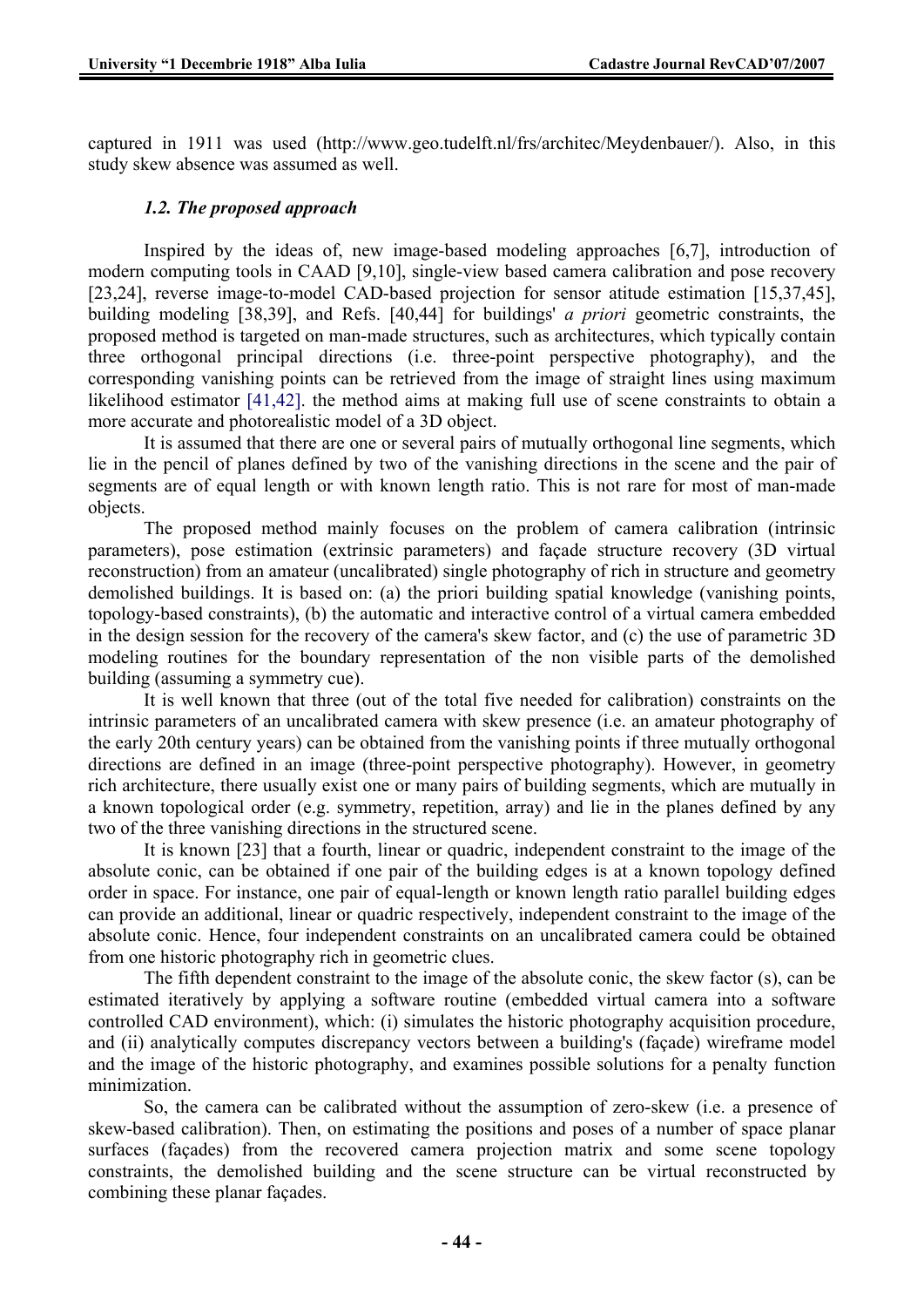captured in 1911 was used (http://www.geo.tudelft.nl/frs/architec/Meydenbauer/). Also, in this study skew absence was assumed as well.

### *1.2. The proposed approach*

Inspired by the ideas of, new image-based modeling approaches [6,7], introduction of modern computing tools in CAAD [9,10], single-view based camera calibration and pose recovery [23,24], reverse image-to-model CAD-based projection for sensor atitude estimation [15,37,45], building modeling [38,39], and Refs. [40,44] for buildings' *a priori* geometric constraints, the proposed method is targeted on man-made structures, such as architectures, which typically contain three orthogonal principal directions (i.e. three-point perspective photography), and the corresponding vanishing points can be retrieved from the image of straight lines using maximum likelihood estimator [41,42]. the method aims at making full use of scene constraints to obtain a more accurate and photorealistic model of a 3D object.

It is assumed that there are one or several pairs of mutually orthogonal line segments, which lie in the pencil of planes defined by two of the vanishing directions in the scene and the pair of segments are of equal length or with known length ratio. This is not rare for most of man-made objects.

The proposed method mainly focuses on the problem of camera calibration (intrinsic parameters), pose estimation (extrinsic parameters) and façade structure recovery (3D virtual reconstruction) from an amateur (uncalibrated) single photography of rich in structure and geometry demolished buildings. It is based on: (a) the priori building spatial knowledge (vanishing points, topology-based constraints), (b) the automatic and interactive control of a virtual camera embedded in the design session for the recovery of the camera's skew factor, and (c) the use of parametric 3D modeling routines for the boundary representation of the non visible parts of the demolished building (assuming a symmetry cue).

It is well known that three (out of the total five needed for calibration) constraints on the intrinsic parameters of an uncalibrated camera with skew presence (i.e. an amateur photography of the early 20th century years) can be obtained from the vanishing points if three mutually orthogonal directions are defined in an image (three-point perspective photography). However, in geometry rich architecture, there usually exist one or many pairs of building segments, which are mutually in a known topological order (e.g. symmetry, repetition, array) and lie in the planes defined by any two of the three vanishing directions in the structured scene.

It is known [23] that a fourth, linear or quadric, independent constraint to the image of the absolute conic, can be obtained if one pair of the building edges is at a known topology defined order in space. For instance, one pair of equal-length or known length ratio parallel building edges can provide an additional, linear or quadric respectively, independent constraint to the image of the absolute conic. Hence, four independent constraints on an uncalibrated camera could be obtained from one historic photography rich in geometric clues.

The fifth dependent constraint to the image of the absolute conic, the skew factor (s), can be estimated iteratively by applying a software routine (embedded virtual camera into a software controlled CAD environment), which: (i) simulates the historic photography acquisition procedure, and (ii) analytically computes discrepancy vectors between a building's (façade) wireframe model and the image of the historic photography, and examines possible solutions for a penalty function minimization.

So, the camera can be calibrated without the assumption of zero-skew (i.e. a presence of skew-based calibration). Then, on estimating the positions and poses of a number of space planar surfaces (façades) from the recovered camera projection matrix and some scene topology constraints, the demolished building and the scene structure can be virtual reconstructed by combining these planar façades.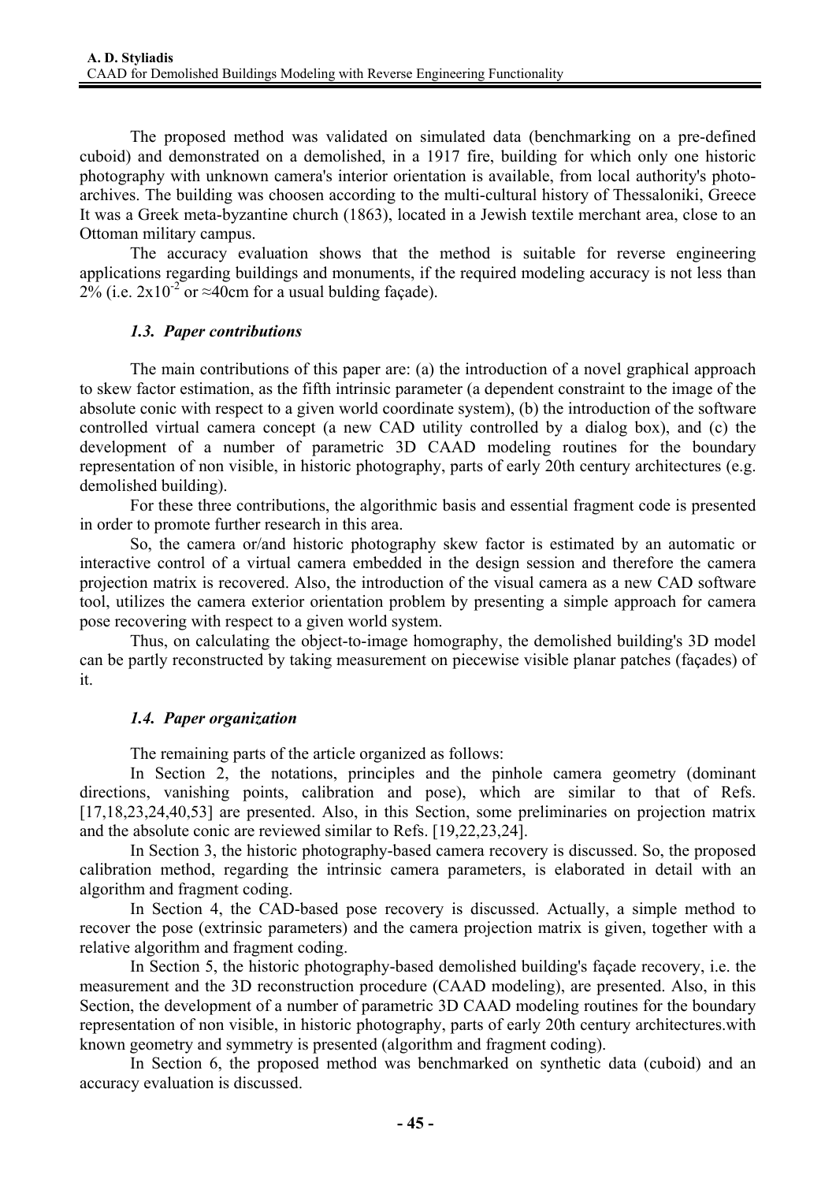The proposed method was validated on simulated data (benchmarking on a pre-defined cuboid) and demonstrated on a demolished, in a 1917 fire, building for which only one historic photography with unknown camera's interior orientation is available, from local authority's photo-archives. The building was choosen according to the multi-cultural history of Thessaloniki, Greece It was a Greek meta-byzantine church (1863), located in a Jewish textile merchant area, close to an Ottoman military campus.

The accuracy evaluation shows that the method is suitable for reverse engineering applications regarding buildings and monuments, if the required modeling accuracy is not less than 2% (i.e. $2x10^{-2}$ or ≈40cm for a usual bulding façade).

### *1.3. Paper contributions*

The main contributions of this paper are: (a) the introduction of a novel graphical approach to skew factor estimation, as the fifth intrinsic parameter (a dependent constraint to the image of the absolute conic with respect to a given world coordinate system), (b) the introduction of the software controlled virtual camera concept (a new CAD utility controlled by a dialog box), and (c) the development of a number of parametric 3D CAAD modeling routines for the boundary representation of non visible, in historic photography, parts of early 20th century architectures (e.g. demolished building).

For these three contributions, the algorithmic basis and essential fragment code is presented in order to promote further research in this area.

So, the camera or/and historic photography skew factor is estimated by an automatic or interactive control of a virtual camera embedded in the design session and therefore the camera projection matrix is recovered. Also, the introduction of the visual camera as a new CAD software tool, utilizes the camera exterior orientation problem by presenting a simple approach for camera pose recovering with respect to a given world system.

Thus, on calculating the object-to-image homography, the demolished building's 3D model can be partly reconstructed by taking measurement on piecewise visible planar patches (façades) of it.

### *1.4. Paper organization*

The remaining parts of the article organized as follows:

In Section 2, the notations, principles and the pinhole camera geometry (dominant directions, vanishing points, calibration and pose), which are similar to that of Refs. [17,18,23,24,40,53] are presented. Also, in this Section, some preliminaries on projection matrix and the absolute conic are reviewed similar to Refs. [19,22,23,24].

In Section 3, the historic photography-based camera recovery is discussed. So, the proposed calibration method, regarding the intrinsic camera parameters, is elaborated in detail with an algorithm and fragment coding.

In Section 4, the CAD-based pose recovery is discussed. Actually, a simple method to recover the pose (extrinsic parameters) and the camera projection matrix is given, together with a relative algorithm and fragment coding.

In Section 5, the historic photography-based demolished building's façade recovery, i.e. the measurement and the 3D reconstruction procedure (CAAD modeling), are presented. Also, in this Section, the development of a number of parametric 3D CAAD modeling routines for the boundary representation of non visible, in historic photography, parts of early 20th century architectures.with known geometry and symmetry is presented (algorithm and fragment coding).

In Section 6, the proposed method was benchmarked on synthetic data (cuboid) and an accuracy evaluation is discussed.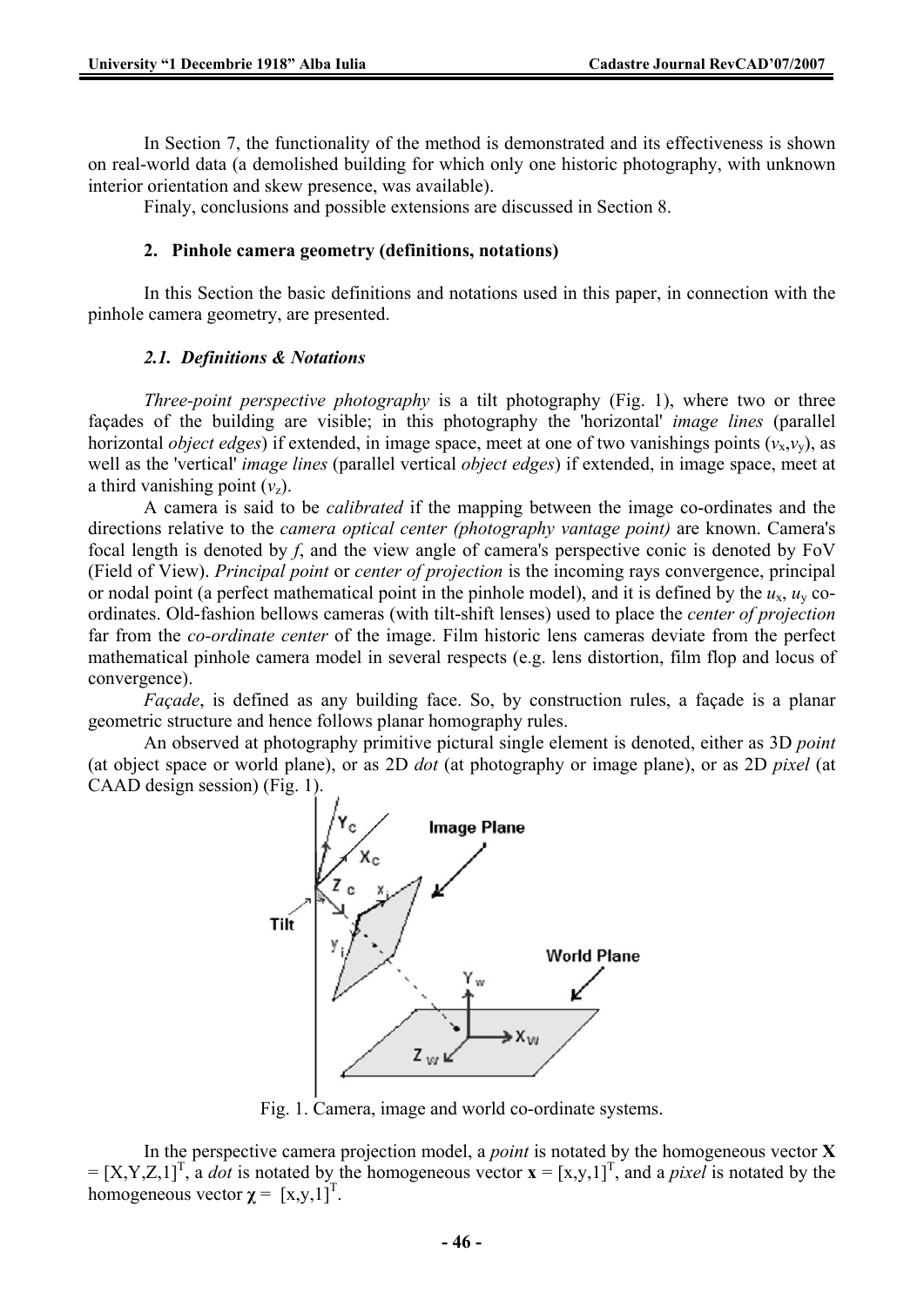In Section 7, the functionality of the method is demonstrated and its effectiveness is shown on real-world data (a demolished building for which only one historic photography, with unknown interior orientation and skew presence, was available).

Finaly, conclusions and possible extensions are discussed in Section 8.

## 2. Pinhole camera geometry (definitions, notations)

In this Section the basic definitions and notations used in this paper, in connection with the pinhole camera geometry, are presented.

### *2.1. Definitions & Notations*

*Three-point perspective photography* is a tilt photography (Fig. 1), where two or three façades of the building are visible; in this photography the 'horizontal' *image lines* (parallel horizontal *object edges*) if extended, in image space, meet at one of two vanishings points ($v_x$,$v_y$), as well as the 'vertical' *image lines* (parallel vertical *object edges*) if extended, in image space, meet at a third vanishing point ($v_z$).

A camera is said to be *calibrated* if the mapping between the image co-ordinates and the directions relative to the *camera optical center (photography vantage point)* are known. Camera's focal length is denoted by *f*, and the view angle of camera's perspective conic is denoted by FoV (Field of View). *Principal point* or *center of projection* is the incoming rays convergence, principal or nodal point (a perfect mathematical point in the pinhole model), and it is defined by the $u_x$, $u_y$ co-ordinates. Old-fashion bellows cameras (with tilt-shift lenses) used to place the *center of projection* far from the *co-ordinate center* of the image. Film historic lens cameras deviate from the perfect mathematical pinhole camera model in several respects (e.g. lens distortion, film flop and locus of convergence).

*Façade*, is defined as any building face. So, by construction rules, a façade is a planar geometric structure and hence follows planar homography rules.

An observed at photography primitive pictural single element is denoted, either as 3D *point* (at object space or world plane), or as 2D *dot* (at photography or image plane), or as 2D *pixel* (at CAAD design session) (Fig. 1).

Fig. 1. Camera, image and world co-ordinate systems.

In the perspective camera projection model, a *point* is notated by the homogeneous vector $\mathbf{X} = [X,Y,Z,1]^T$, a *dot* is notated by the homogeneous vector $\mathbf{x} = [x,y,1]^T$, and a *pixel* is notated by the homogeneous vector $\boldsymbol{\chi} = [x,y,1]^T$.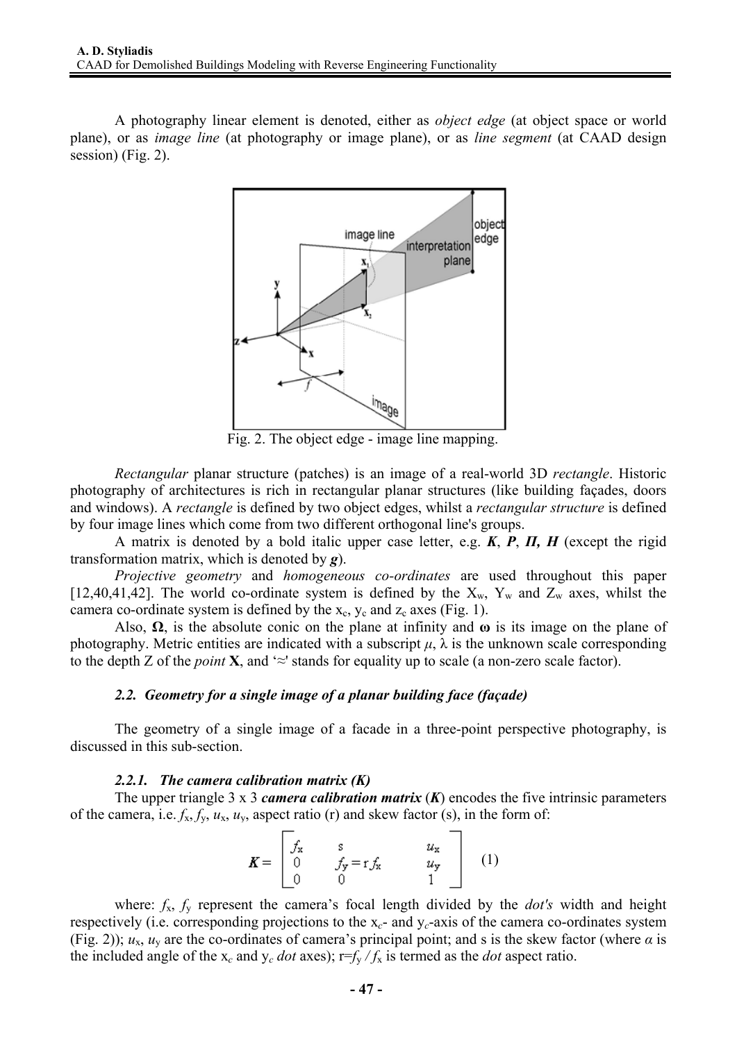A photography linear element is denoted, either as *object edge* (at object space or world plane), or as *image line* (at photography or image plane), or as *line segment* (at CAAD design session) (Fig. 2).

Fig. 2. The object edge - image line mapping.

*Rectangular* planar structure (patches) is an image of a real-world 3D *rectangle*. Historic photography of architectures is rich in rectangular planar structures (like building façades, doors and windows). A *rectangle* is defined by two object edges, whilst a *rectangular structure* is defined by four image lines which come from two different orthogonal line's groups.

A matrix is denoted by a bold italic upper case letter, e.g. ***K***, ***P***, ***Π***, ***H*** (except the rigid transformation matrix, which is denoted by ***g***).

*Projective geometry* and *homogeneous co-ordinates* are used throughout this paper [12,40,41,42]. The world co-ordinate system is defined by the $X_w$, $Y_w$ and $Z_w$ axes, whilst the camera co-ordinate system is defined by the $x_c$, $y_c$ and $z_c$ axes (Fig. 1).

Also, $\mathbf{\Omega}$, is the absolute conic on the plane at infinity and $\boldsymbol{\omega}$ is its image on the plane of photography. Metric entities are indicated with a subscript $\mu$, $\lambda$ is the unknown scale corresponding to the depth Z of the *point* $\mathbf{X}$, and '$\approx$' stands for equality up to scale (a non-zero scale factor).

### *2.2. Geometry for a single image of a planar building face (façade)*

The geometry of a single image of a facade in a three-point perspective photography, is discussed in this sub-section.

#### *2.2.1. The camera calibration matrix (K)*

The upper triangle 3 x 3 ***camera calibration matrix*** (***K***) encodes the five intrinsic parameters of the camera, i.e. $f_x$, $f_y$, $u_x$, $u_y$, aspect ratio (r) and skew factor (s), in the form of:

$$\boldsymbol{K} = \begin{bmatrix} f_x & s & u_x \\ 0 & f_y = \mathrm{r}\, f_x & u_y \\ 0 & 0 & 1 \end{bmatrix} \quad (1)$$

where: $f_x$, $f_y$ represent the camera's focal length divided by the *dot's* width and height respectively (i.e. corresponding projections to the $x_c$- and $y_c$-axis of the camera co-ordinates system (Fig. 2)); $u_x$, $u_y$ are the co-ordinates of camera's principal point; and s is the skew factor (where $\alpha$ is the included angle of the $x_c$ and $y_c$ *dot* axes); $r = f_y / f_x$ is termed as the *dot* aspect ratio.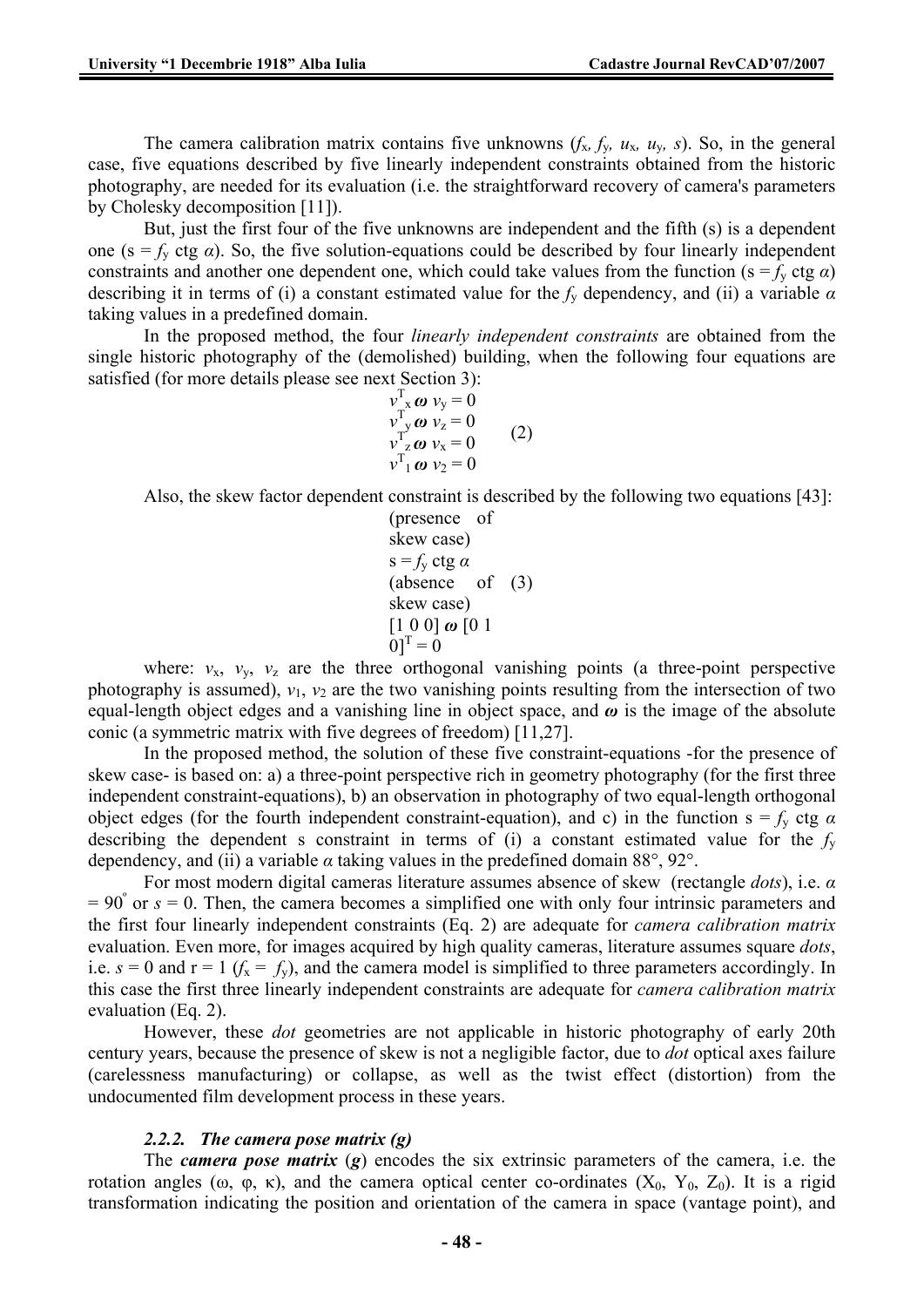The camera calibration matrix contains five unknowns ($f_x, f_y, u_x, u_y, s$). So, in the general case, five equations described by five linearly independent constraints obtained from the historic photography, are needed for its evaluation (i.e. the straightforward recovery of camera's parameters by Cholesky decomposition [11]).

But, just the first four of the five unknowns are independent and the fifth (s) is a dependent one ($s = f_y$ ctg $\alpha$). So, the five solution-equations could be described by four linearly independent constraints and another one dependent one, which could take values from the function ($s = f_y$ ctg $\alpha$) describing it in terms of (i) a constant estimated value for the $f_y$ dependency, and (ii) a variable $\alpha$ taking values in a predefined domain.

In the proposed method, the four *linearly independent constraints* are obtained from the single historic photography of the (demolished) building, when the following four equations are satisfied (for more details please see next Section 3):

$$
\begin{aligned}
v^T_x \boldsymbol{\omega} \, v_y &= 0 \\
v^T_y \boldsymbol{\omega} \, v_z &= 0 \\
v^T_z \boldsymbol{\omega} \, v_x &= 0 \\
v^T_1 \boldsymbol{\omega} \, v_2 &= 0
\end{aligned}
\qquad (2)
$$

Also, the skew factor dependent constraint is described by the following two equations [43]:

$$
\begin{aligned}
&\text{(presence of skew case)} \quad s = f_y \text{ ctg } \alpha \\
&\text{(absence of skew case)} \quad [1\ 0\ 0]\, \boldsymbol{\omega}\, [0\ 1\ 0]^T = 0
\end{aligned}
\qquad (3)
$$

where: $v_x$, $v_y$, $v_z$ are the three orthogonal vanishing points (a three-point perspective photography is assumed), $v_1$, $v_2$ are the two vanishing points resulting from the intersection of two equal-length object edges and a vanishing line in object space, and $\boldsymbol{\omega}$ is the image of the absolute conic (a symmetric matrix with five degrees of freedom) [11,27].

In the proposed method, the solution of these five constraint-equations -for the presence of skew case- is based on: a) a three-point perspective rich in geometry photography (for the first three independent constraint-equations), b) an observation in photography of two equal-length orthogonal object edges (for the fourth independent constraint-equation), and c) in the function $s = f_y$ ctg $\alpha$ describing the dependent s constraint in terms of (i) a constant estimated value for the $f_y$ dependency, and (ii) a variable $\alpha$ taking values in the predefined domain 88°, 92°.

For most modern digital cameras literature assumes absence of skew (rectangle *dots*), i.e. $\alpha = 90^{\circ}$ or $s = 0$. Then, the camera becomes a simplified one with only four intrinsic parameters and the first four linearly independent constraints (Eq. 2) are adequate for *camera calibration matrix* evaluation. Even more, for images acquired by high quality cameras, literature assumes square *dots*, i.e. $s = 0$ and $r = 1$ ($f_x = f_y$), and the camera model is simplified to three parameters accordingly. In this case the first three linearly independent constraints are adequate for *camera calibration matrix* evaluation (Eq. 2).

However, these *dot* geometries are not applicable in historic photography of early 20th century years, because the presence of skew is not a negligible factor, due to *dot* optical axes failure (carelessness manufacturing) or collapse, as well as the twist effect (distortion) from the undocumented film development process in these years.

#### *2.2.2. The camera pose matrix (g)*

The ***camera pose matrix*** (***g***) encodes the six extrinsic parameters of the camera, i.e. the rotation angles (ω, φ, κ), and the camera optical center co-ordinates ($X_0$, $Y_0$, $Z_0$). It is a rigid transformation indicating the position and orientation of the camera in space (vantage point), and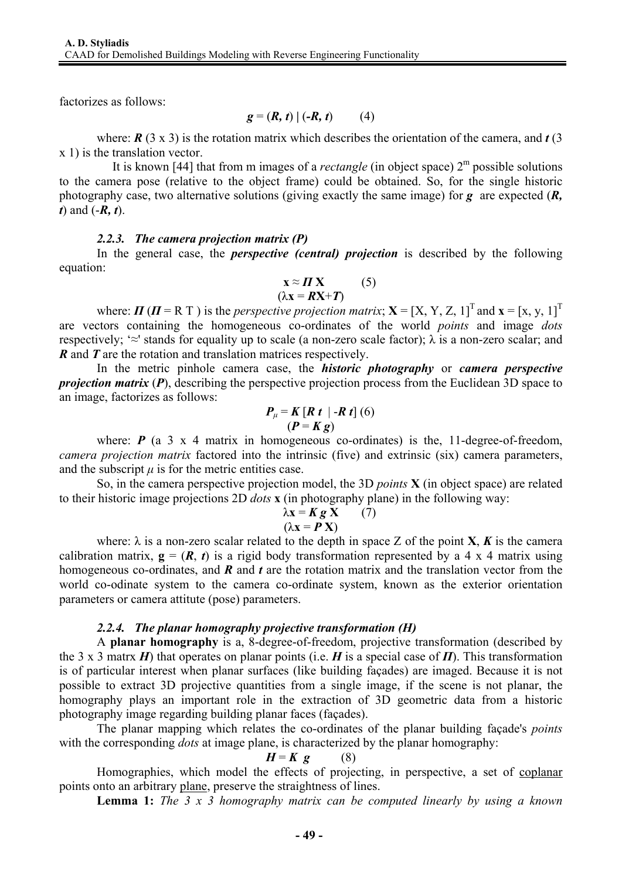factorizes as follows:

$$\boldsymbol{g} = (\boldsymbol{R}, \boldsymbol{t}) \mid (-\boldsymbol{R}, \boldsymbol{t}) \qquad (4)$$

where: $\boldsymbol{R}$ (3 x 3) is the rotation matrix which describes the orientation of the camera, and $\boldsymbol{t}$ (3 x 1) is the translation vector.

It is known [44] that from m images of a *rectangle* (in object space) $2^m$ possible solutions to the camera pose (relative to the object frame) could be obtained. So, for the single historic photography case, two alternative solutions (giving exactly the same image) for $\boldsymbol{g}$ are expected ($\boldsymbol{R}, \boldsymbol{t}$) and ($-\boldsymbol{R}, \boldsymbol{t}$).

### *2.2.3. The camera projection matrix (P)*

In the general case, the ***perspective (central) projection*** is described by the following equation:

$$\mathbf{x} \approx \boldsymbol{\Pi}\, \mathbf{X} \qquad (5)$$
$$(\lambda\mathbf{x} = \boldsymbol{R}\mathbf{X} + \boldsymbol{T})$$

where: $\boldsymbol{\Pi}$ ($\boldsymbol{\Pi}$ = R T ) is the *perspective projection matrix*; $\mathbf{X} = [X, Y, Z, 1]^T$ and $\mathbf{x} = [x, y, 1]^T$ are vectors containing the homogeneous co-ordinates of the world *points* and image *dots* respectively; '≈' stands for equality up to scale (a non-zero scale factor); λ is a non-zero scalar; and $\boldsymbol{R}$ and $\boldsymbol{T}$ are the rotation and translation matrices respectively.

In the metric pinhole camera case, the ***historic photography*** or ***camera perspective projection matrix*** ($\boldsymbol{P}$), describing the perspective projection process from the Euclidean 3D space to an image, factorizes as follows:

$$\boldsymbol{P}_{\mu} = \boldsymbol{K}\,[\boldsymbol{R}\ \boldsymbol{t} \mid -\boldsymbol{R}\ \boldsymbol{t}] \quad (6)$$
$$(\boldsymbol{P} = \boldsymbol{K}\,\boldsymbol{g})$$

where: $\boldsymbol{P}$ (a 3 x 4 matrix in homogeneous co-ordinates) is the, 11-degree-of-freedom, *camera projection matrix* factored into the intrinsic (five) and extrinsic (six) camera parameters, and the subscript $\mu$ is for the metric entities case.

So, in the camera perspective projection model, the 3D *points* $\mathbf{X}$ (in object space) are related to their historic image projections 2D *dots* $\mathbf{x}$ (in photography plane) in the following way:

$$\lambda\mathbf{x} = \boldsymbol{K}\,\boldsymbol{g}\,\mathbf{X} \qquad (7)$$
$$(\lambda\mathbf{x} = \boldsymbol{P}\,\mathbf{X})$$

where: λ is a non-zero scalar related to the depth in space Z of the point $\mathbf{X}$, $\boldsymbol{K}$ is the camera calibration matrix, $\mathbf{g} = (\boldsymbol{R}, \boldsymbol{t})$ is a rigid body transformation represented by a 4 x 4 matrix using homogeneous co-ordinates, and $\boldsymbol{R}$ and $\boldsymbol{t}$ are the rotation matrix and the translation vector from the world co-odinate system to the camera co-ordinate system, known as the exterior orientation parameters or camera attitute (pose) parameters.

### *2.2.4. The planar homography projective transformation (H)*

A **planar homography** is a, 8-degree-of-freedom, projective transformation (described by the 3 x 3 matrx $\boldsymbol{H}$) that operates on planar points (i.e. $\boldsymbol{H}$ is a special case of $\boldsymbol{\Pi}$). This transformation is of particular interest when planar surfaces (like building façades) are imaged. Because it is not possible to extract 3D projective quantities from a single image, if the scene is not planar, the homography plays an important role in the extraction of 3D geometric data from a historic photography image regarding building planar faces (façades).

The planar mapping which relates the co-ordinates of the planar building façade's *points* with the corresponding *dots* at image plane, is characterized by the planar homography:

$$\boldsymbol{H} = \boldsymbol{K}\ \boldsymbol{g} \qquad (8)$$

Homographies, which model the effects of projecting, in perspective, a set of coplanar points onto an arbitrary plane, preserve the straightness of lines.

**Lemma 1:** *The 3 x 3 homography matrix can be computed linearly by using a known*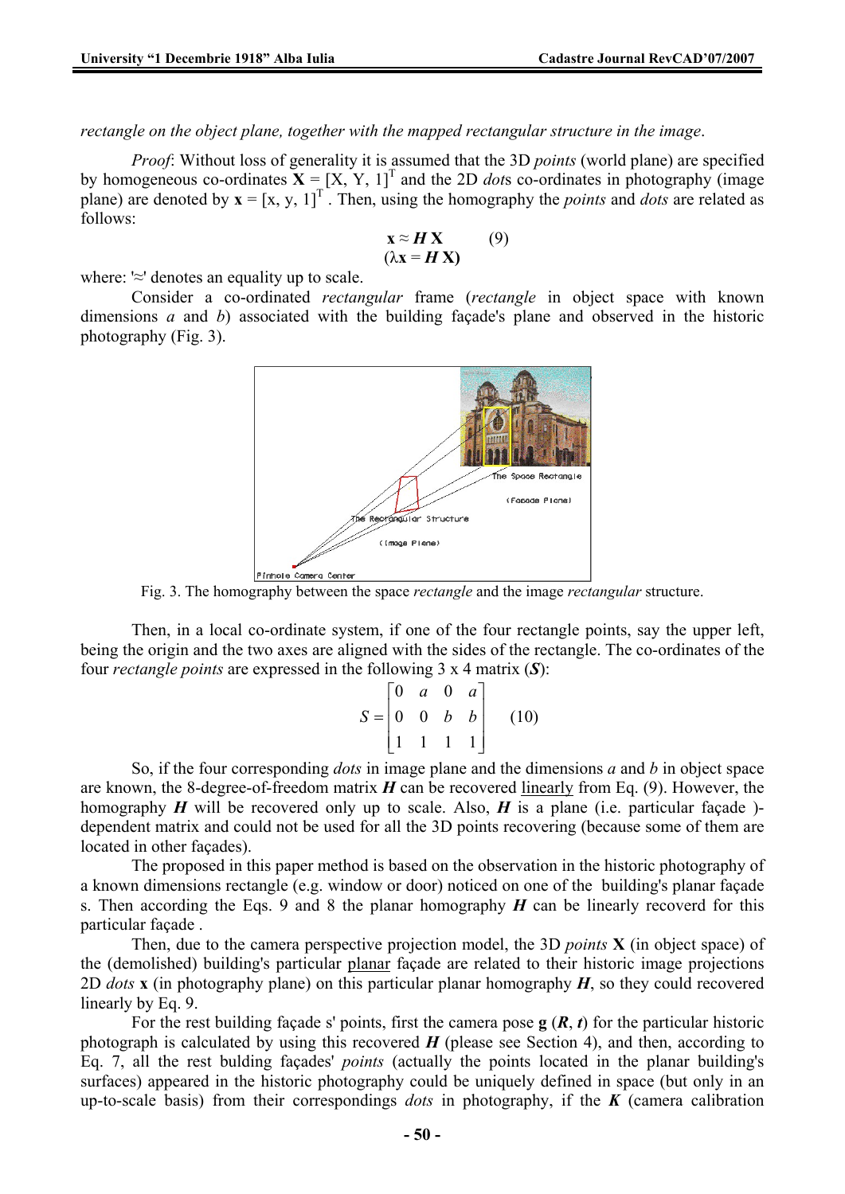*rectangle on the object plane, together with the mapped rectangular structure in the image*.

*Proof*: Without loss of generality it is assumed that the 3D *points* (world plane) are specified by homogeneous co-ordinates $\mathbf{X} = [X, Y, 1]^T$ and the 2D *dot*s co-ordinates in photography (image plane) are denoted by $\mathbf{x} = [x, y, 1]^T$ . Then, using the homography the *points* and *dots* are related as follows:

$$\mathbf{x} \approx \boldsymbol{H}\,\mathbf{X} \qquad (9)$$
$$(\lambda\mathbf{x} = \boldsymbol{H}\,\mathbf{X})$$

where: '≈' denotes an equality up to scale.

Consider a co-ordinated *rectangular* frame (*rectangle* in object space with known dimensions *a* and *b*) associated with the building façade's plane and observed in the historic photography (Fig. 3).

Fig. 3. The homography between the space *rectangle* and the image *rectangular* structure.

Then, in a local co-ordinate system, if one of the four rectangle points, say the upper left, being the origin and the two axes are aligned with the sides of the rectangle. The co-ordinates of the four *rectangle points* are expressed in the following 3 x 4 matrix (***S***):

$$S = \begin{bmatrix} 0 & a & 0 & a \\ 0 & 0 & b & b \\ 1 & 1 & 1 & 1 \end{bmatrix} \qquad (10)$$

So, if the four corresponding *dots* in image plane and the dimensions *a* and *b* in object space are known, the 8-degree-of-freedom matrix ***H*** can be recovered linearly from Eq. (9). However, the homography ***H*** will be recovered only up to scale. Also, ***H*** is a plane (i.e. particular façade )-dependent matrix and could not be used for all the 3D points recovering (because some of them are located in other façades).

The proposed in this paper method is based on the observation in the historic photography of a known dimensions rectangle (e.g. window or door) noticed on one of the building's planar façade s. Then according the Eqs. 9 and 8 the planar homography ***H*** can be linearly recoverd for this particular façade .

Then, due to the camera perspective projection model, the 3D *points* **X** (in object space) of the (demolished) building's particular planar façade are related to their historic image projections 2D *dots* **x** (in photography plane) on this particular planar homography ***H***, so they could recovered linearly by Eq. 9.

For the rest building façade s' points, first the camera pose **g** (***R***, ***t***) for the particular historic photograph is calculated by using this recovered ***H*** (please see Section 4), and then, according to Eq. 7, all the rest bulding façades' *points* (actually the points located in the planar building's surfaces) appeared in the historic photography could be uniquely defined in space (but only in an up-to-scale basis) from their correspondings *dots* in photography, if the ***K*** (camera calibration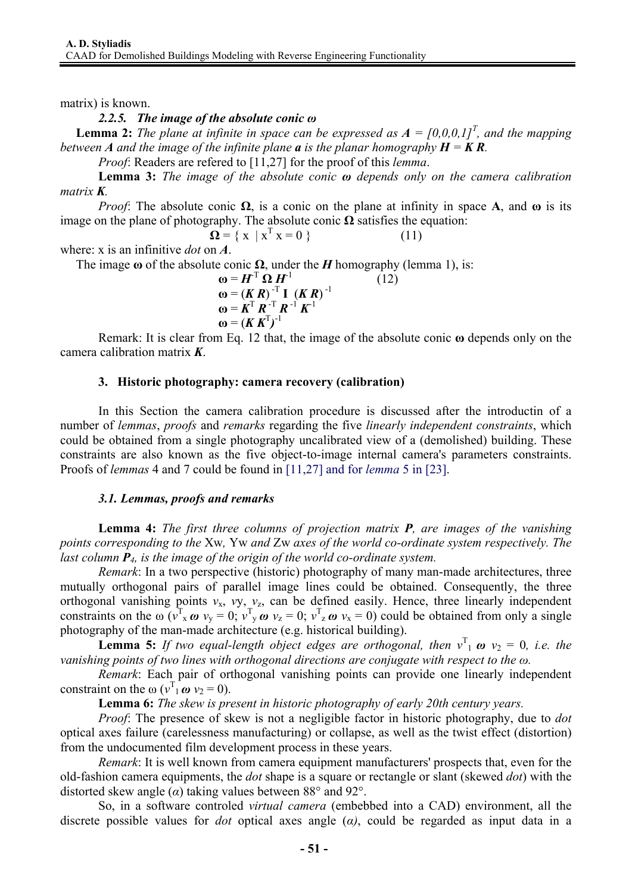matrix) is known.

### *2.2.5. The image of the absolute conic ω*

**Lemma 2:** *The plane at infinite in space can be expressed as* $\boldsymbol{A} = [0,0,0,1]^T$*, and the mapping between* $\boldsymbol{A}$ *and the image of the infinite plane* $\boldsymbol{a}$ *is the planar homography* $\boldsymbol{H} = \boldsymbol{K}\,\boldsymbol{R}$.

*Proof*: Readers are refered to [11,27] for the proof of this *lemma*.

**Lemma 3:** *The image of the absolute conic* **ω** *depends only on the camera calibration matrix* $\boldsymbol{K}$.

*Proof*: The absolute conic **Ω**, is a conic on the plane at infinity in space **A**, and **ω** is its image on the plane of photography. The absolute conic **Ω** satisfies the equation:

$$\boldsymbol{\Omega} = \{\, x \;|\; x^T x = 0 \,\} \tag{11}$$

where: x is an infinitive *dot* on *A*.

The image **ω** of the absolute conic **Ω**, under the *H* homography (lemma 1), is:

$$\boldsymbol{\omega} = \boldsymbol{H}^{-T}\, \boldsymbol{\Omega}\, \boldsymbol{H}^{-1} \tag{12}$$

$$\boldsymbol{\omega} = (\boldsymbol{K}\,\boldsymbol{R})^{-T}\, \mathbf{I}\, (\boldsymbol{K}\,\boldsymbol{R})^{-1}$$

$$\boldsymbol{\omega} = \boldsymbol{K}^{T}\, \boldsymbol{R}^{-T}\, \boldsymbol{R}^{-1}\, \boldsymbol{K}^{-1}$$

$$\boldsymbol{\omega} = (\boldsymbol{K}\,\boldsymbol{K}^{T})^{-1}$$

Remark: It is clear from Eq. 12 that, the image of the absolute conic **ω** depends only on the camera calibration matrix *K*.

## 3. Historic photography: camera recovery (calibration)

In this Section the camera calibration procedure is discussed after the introductin of a number of *lemmas*, *proofs* and *remarks* regarding the five *linearly independent constraints*, which could be obtained from a single photography uncalibrated view of a (demolished) building. These constraints are also known as the five object-to-image internal camera's parameters constraints. Proofs of *lemmas* 4 and 7 could be found in [11,27] and for *lemma* 5 in [23].

### *3.1. Lemmas, proofs and remarks*

**Lemma 4:** *The first three columns of projection matrix* **P***, are images of the vanishing points corresponding to the* Xw*,* Yw *and* Zw *axes of the world co-ordinate system respectively. The last column* $\boldsymbol{P}_4$*, is the image of the origin of the world co-ordinate system.*

*Remark*: In a two perspective (historic) photography of many man-made architectures, three mutually orthogonal pairs of parallel image lines could be obtained. Consequently, the three orthogonal vanishing points $v_x$, $v_y$, $v_z$, can be defined easily. Hence, three linearly independent constraints on the ω ($v^T_x\, \boldsymbol{\omega}\, v_y = 0$; $v^T_y\, \boldsymbol{\omega}\, v_z = 0$; $v^T_z\, \boldsymbol{\omega}\, v_x = 0$) could be obtained from only a single photography of the man-made architecture (e.g. historical building).

**Lemma 5:** *If two equal-length object edges are orthogonal, then* $v^T_1\, \boldsymbol{\omega}\, v_2 = 0$*, i.e. the vanishing points of two lines with orthogonal directions are conjugate with respect to the ω.*

*Remark*: Each pair of orthogonal vanishing points can provide one linearly independent constraint on the ω ($v^T_1\, \boldsymbol{\omega}\, v_2 = 0$).

**Lemma 6:** *The skew is present in historic photography of early 20th century years.*

*Proof*: The presence of skew is not a negligible factor in historic photography, due to *dot* optical axes failure (carelessness manufacturing) or collapse, as well as the twist effect (distortion) from the undocumented film development process in these years.

*Remark*: It is well known from camera equipment manufacturers' prospects that, even for the old-fashion camera equipments, the *dot* shape is a square or rectangle or slant (skewed *dot*) with the distorted skew angle ($\alpha$) taking values between 88° and 92°.

So, in a software controled *virtual camera* (embebbed into a CAD) environment, all the discrete possible values for *dot* optical axes angle ($\alpha$), could be regarded as input data in a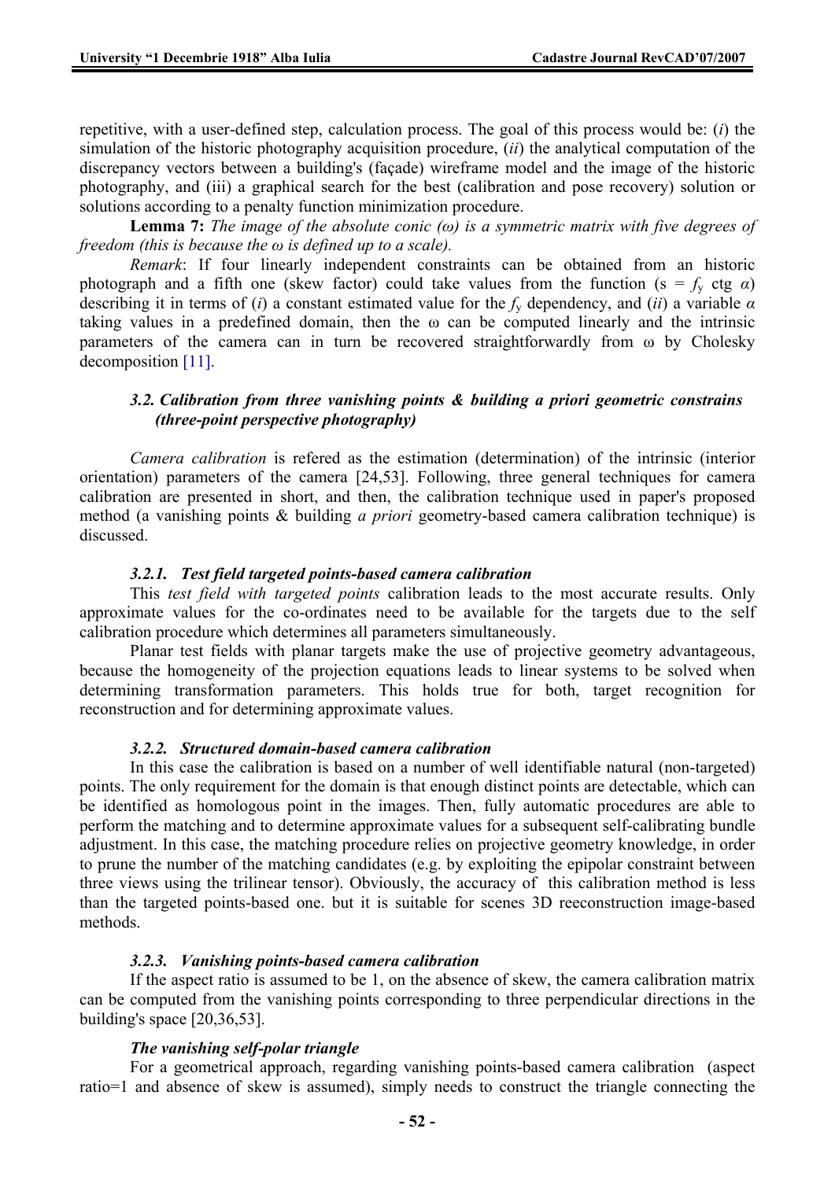repetitive, with a user-defined step, calculation process. The goal of this process would be: (*i*) the simulation of the historic photography acquisition procedure, (*ii*) the analytical computation of the discrepancy vectors between a building's (façade) wireframe model and the image of the historic photography, and (iii) a graphical search for the best (calibration and pose recovery) solution or solutions according to a penalty function minimization procedure.

**Lemma 7:** *The image of the absolute conic (ω) is a symmetric matrix with five degrees of freedom (this is because the ω is defined up to a scale).*

*Remark*: If four linearly independent constraints can be obtained from an historic photograph and a fifth one (skew factor) could take values from the function ($s = f_y$ ctg $\alpha$) describing it in terms of (*i*) a constant estimated value for the $f_y$ dependency, and (*ii*) a variable $\alpha$ taking values in a predefined domain, then the ω can be computed linearly and the intrinsic parameters of the camera can in turn be recovered straightforwardly from ω by Cholesky decomposition [11].

### *3.2. Calibration from three vanishing points & building a priori geometric constrains (three-point perspective photography)*

*Camera calibration* is refered as the estimation (determination) of the intrinsic (interior orientation) parameters of the camera [24,53]. Following, three general techniques for camera calibration are presented in short, and then, the calibration technique used in paper's proposed method (a vanishing points & building *a priori* geometry-based camera calibration technique) is discussed.

#### *3.2.1. Test field targeted points-based camera calibration*

This *test field with targeted points* calibration leads to the most accurate results. Only approximate values for the co-ordinates need to be available for the targets due to the self calibration procedure which determines all parameters simultaneously.

Planar test fields with planar targets make the use of projective geometry advantageous, because the homogeneity of the projection equations leads to linear systems to be solved when determining transformation parameters. This holds true for both, target recognition for reconstruction and for determining approximate values.

#### *3.2.2. Structured domain-based camera calibration*

In this case the calibration is based on a number of well identifiable natural (non-targeted) points. The only requirement for the domain is that enough distinct points are detectable, which can be identified as homologous point in the images. Then, fully automatic procedures are able to perform the matching and to determine approximate values for a subsequent self-calibrating bundle adjustment. In this case, the matching procedure relies on projective geometry knowledge, in order to prune the number of the matching candidates (e.g. by exploiting the epipolar constraint between three views using the trilinear tensor). Obviously, the accuracy of this calibration method is less than the targeted points-based one. but it is suitable for scenes 3D reeconstruction image-based methods.

#### *3.2.3. Vanishing points-based camera calibration*

If the aspect ratio is assumed to be 1, on the absence of skew, the camera calibration matrix can be computed from the vanishing points corresponding to three perpendicular directions in the building's space [20,36,53].

***The vanishing self-polar triangle***

For a geometrical approach, regarding vanishing points-based camera calibration (aspect ratio=1 and absence of skew is assumed), simply needs to construct the triangle connecting the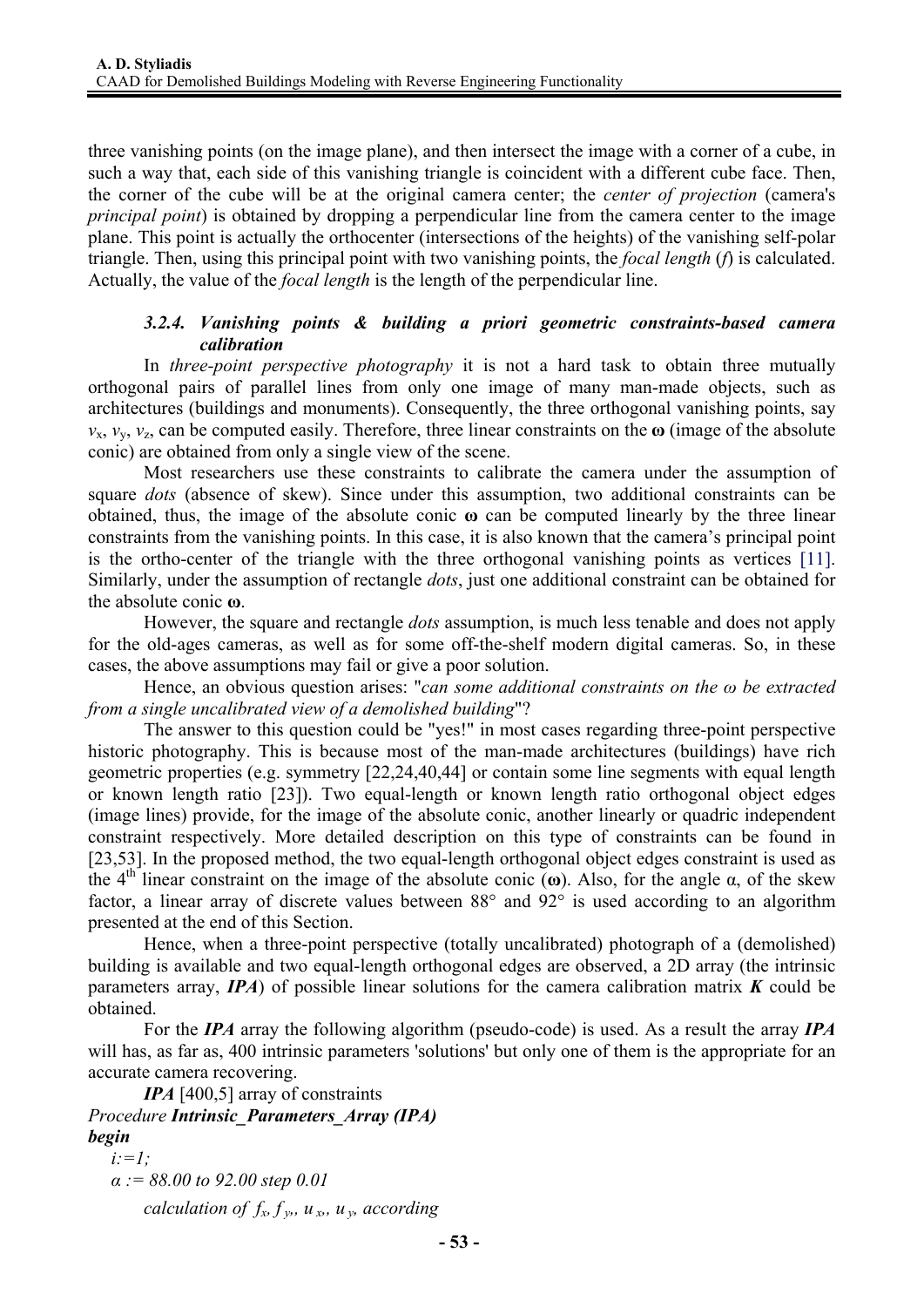three vanishing points (on the image plane), and then intersect the image with a corner of a cube, in such a way that, each side of this vanishing triangle is coincident with a different cube face. Then, the corner of the cube will be at the original camera center; the *center of projection* (camera's *principal point*) is obtained by dropping a perpendicular line from the camera center to the image plane. This point is actually the orthocenter (intersections of the heights) of the vanishing self-polar triangle. Then, using this principal point with two vanishing points, the *focal length* ($f$) is calculated. Actually, the value of the *focal length* is the length of the perpendicular line.

### *3.2.4. Vanishing points & building a priori geometric constraints-based camera calibration*

In *three-point perspective photography* it is not a hard task to obtain three mutually orthogonal pairs of parallel lines from only one image of many man-made objects, such as architectures (buildings and monuments). Consequently, the three orthogonal vanishing points, say $v_x$, $v_y$, $v_z$, can be computed easily. Therefore, three linear constraints on the $\boldsymbol{\omega}$ (image of the absolute conic) are obtained from only a single view of the scene.

Most researchers use these constraints to calibrate the camera under the assumption of square *dots* (absence of skew). Since under this assumption, two additional constraints can be obtained, thus, the image of the absolute conic $\boldsymbol{\omega}$ can be computed linearly by the three linear constraints from the vanishing points. In this case, it is also known that the camera's principal point is the ortho-center of the triangle with the three orthogonal vanishing points as vertices [11]. Similarly, under the assumption of rectangle *dots*, just one additional constraint can be obtained for the absolute conic $\boldsymbol{\omega}$.

However, the square and rectangle *dots* assumption, is much less tenable and does not apply for the old-ages cameras, as well as for some off-the-shelf modern digital cameras. So, in these cases, the above assumptions may fail or give a poor solution.

Hence, an obvious question arises: "*can some additional constraints on the ω be extracted from a single uncalibrated view of a demolished building*"?

The answer to this question could be "yes!" in most cases regarding three-point perspective historic photography. This is because most of the man-made architectures (buildings) have rich geometric properties (e.g. symmetry [22,24,40,44] or contain some line segments with equal length or known length ratio [23]). Two equal-length or known length ratio orthogonal object edges (image lines) provide, for the image of the absolute conic, another linearly or quadric independent constraint respectively. More detailed description on this type of constraints can be found in [23,53]. In the proposed method, the two equal-length orthogonal object edges constraint is used as the 4th linear constraint on the image of the absolute conic ($\boldsymbol{\omega}$). Also, for the angle α, of the skew factor, a linear array of discrete values between 88° and 92° is used according to an algorithm presented at the end of this Section.

Hence, when a three-point perspective (totally uncalibrated) photograph of a (demolished) building is available and two equal-length orthogonal edges are observed, a 2D array (the intrinsic parameters array, ***IPA***) of possible linear solutions for the camera calibration matrix ***K*** could be obtained.

For the ***IPA*** array the following algorithm (pseudo-code) is used. As a result the array ***IPA*** will has, as far as, 400 intrinsic parameters 'solutions' but only one of them is the appropriate for an accurate camera recovering.

***IPA*** [400,5] array of constraints
*Procedure* ***Intrinsic_Parameters_Array (IPA)***
***begin***
  *i:=1;*
  *α := 88.00 to 92.00 step 0.01*
    *calculation of* $f_x$, $f_y$, $u_x$, $u_y$, *according*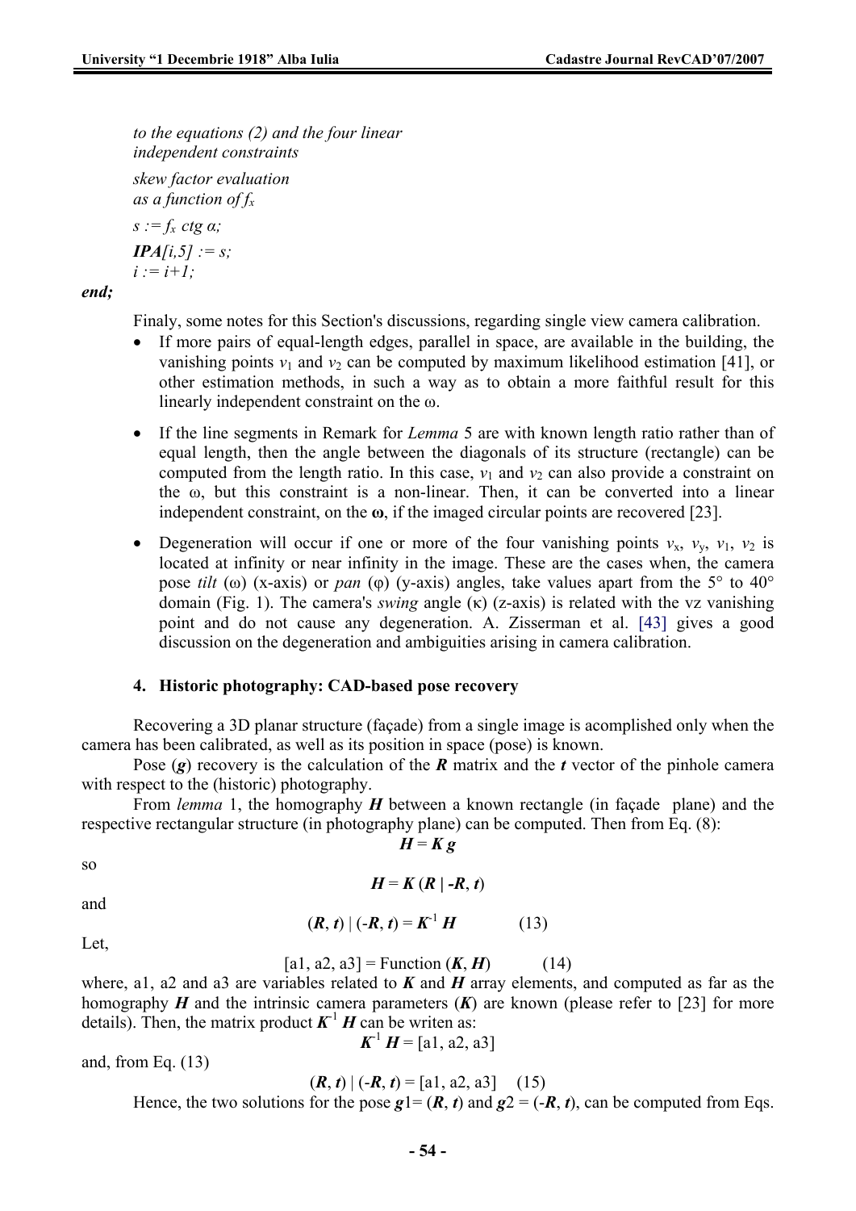*to the equations (2) and the four linear*
*independent constraints*

*skew factor evaluation*
*as a function of* $f_x$

*s :=* $f_x$ *ctg α;*

***IPA**[i,5] := s;*
*i := i+1;*

***end;***

Finaly, some notes for this Section's discussions, regarding single view camera calibration.

- If more pairs of equal-length edges, parallel in space, are available in the building, the vanishing points $v_1$ and $v_2$ can be computed by maximum likelihood estimation [41], or other estimation methods, in such a way as to obtain a more faithful result for this linearly independent constraint on the ω.
- If the line segments in Remark for *Lemma* 5 are with known length ratio rather than of equal length, then the angle between the diagonals of its structure (rectangle) can be computed from the length ratio. In this case, $v_1$ and $v_2$ can also provide a constraint on the ω, but this constraint is a non-linear. Then, it can be converted into a linear independent constraint, on the **ω**, if the imaged circular points are recovered [23].
- Degeneration will occur if one or more of the four vanishing points $v_x$, $v_y$, $v_1$, $v_2$ is located at infinity or near infinity in the image. These are the cases when, the camera pose *tilt* (ω) (x-axis) or *pan* (φ) (y-axis) angles, take values apart from the 5° to 40° domain (Fig. 1). The camera's *swing* angle (κ) (z-axis) is related with the vz vanishing point and do not cause any degeneration. A. Zisserman et al. [43] gives a good discussion on the degeneration and ambiguities arising in camera calibration.

### 4. Historic photography: CAD-based pose recovery

Recovering a 3D planar structure (façade) from a single image is acomplished only when the camera has been calibrated, as well as its position in space (pose) is known.

Pose (***g***) recovery is the calculation of the ***R*** matrix and the ***t*** vector of the pinhole camera with respect to the (historic) photography.

From *lemma* 1, the homography ***H*** between a known rectangle (in façade plane) and the respective rectangular structure (in photography plane) can be computed. Then from Eq. (8):

$$\boldsymbol{H} = \boldsymbol{K}\,\boldsymbol{g}$$

so

$$\boldsymbol{H} = \boldsymbol{K}\,(\boldsymbol{R} \mid -\boldsymbol{R}, \boldsymbol{t})$$

and

$$(\boldsymbol{R}, \boldsymbol{t}) \mid (-\boldsymbol{R}, \boldsymbol{t}) = \boldsymbol{K}^{-1}\boldsymbol{H} \qquad (13)$$

Let,

$$[\text{a1, a2, a3}] = \text{Function}\,(\boldsymbol{K}, \boldsymbol{H}) \qquad (14)$$

where, a1, a2 and a3 are variables related to ***K*** and ***H*** array elements, and computed as far as the homography ***H*** and the intrinsic camera parameters (***K***) are known (please refer to [23] for more details). Then, the matrix product $\boldsymbol{K}^{-1}\boldsymbol{H}$ can be writen as:

$$\boldsymbol{K}^{-1}\boldsymbol{H} = [\text{a1, a2, a3}]$$

and, from Eq. (13)

$$(\boldsymbol{R}, \boldsymbol{t}) \mid (-\boldsymbol{R}, \boldsymbol{t}) = [\text{a1, a2, a3}] \qquad (15)$$

Hence, the two solutions for the pose ***g***1= (***R***, ***t***) and ***g***2 = (-***R***, ***t***), can be computed from Eqs.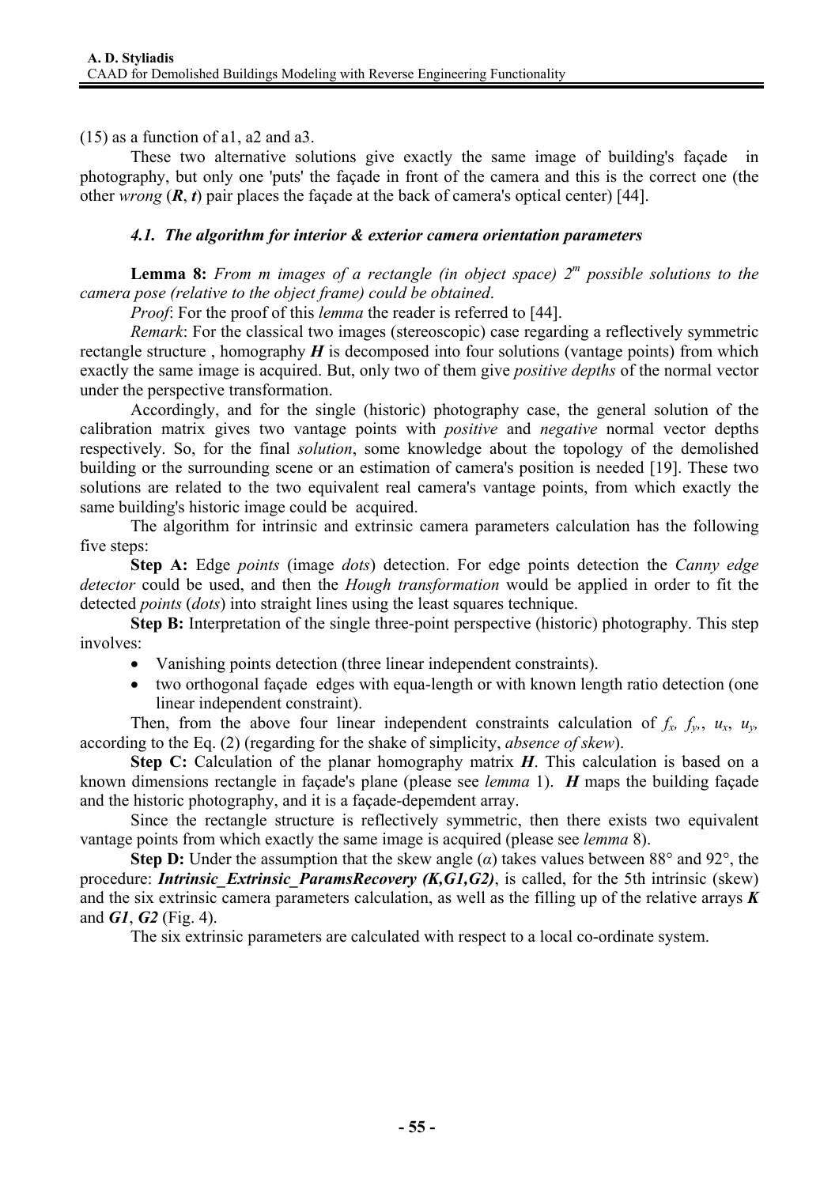(15) as a function of a1, a2 and a3.

These two alternative solutions give exactly the same image of building's façade in photography, but only one 'puts' the façade in front of the camera and this is the correct one (the other *wrong* (***R***, ***t***) pair places the façade at the back of camera's optical center) [44].

### *4.1. The algorithm for interior & exterior camera orientation parameters*

**Lemma 8:** *From m images of a rectangle (in object space) $2^m$ possible solutions to the camera pose (relative to the object frame) could be obtained*.

*Proof*: For the proof of this *lemma* the reader is referred to [44].

*Remark*: For the classical two images (stereoscopic) case regarding a reflectively symmetric rectangle structure , homography ***H*** is decomposed into four solutions (vantage points) from which exactly the same image is acquired. But, only two of them give *positive depths* of the normal vector under the perspective transformation.

Accordingly, and for the single (historic) photography case, the general solution of the calibration matrix gives two vantage points with *positive* and *negative* normal vector depths respectively. So, for the final *solution*, some knowledge about the topology of the demolished building or the surrounding scene or an estimation of camera's position is needed [19]. These two solutions are related to the two equivalent real camera's vantage points, from which exactly the same building's historic image could be acquired.

The algorithm for intrinsic and extrinsic camera parameters calculation has the following five steps:

**Step A:** Edge *points* (image *dots*) detection. For edge points detection the *Canny edge detector* could be used, and then the *Hough transformation* would be applied in order to fit the detected *points* (*dots*) into straight lines using the least squares technique.

**Step B:** Interpretation of the single three-point perspective (historic) photography. This step involves:

- Vanishing points detection (three linear independent constraints).
- two orthogonal façade edges with equa-length or with known length ratio detection (one linear independent constraint).

Then, from the above four linear independent constraints calculation of $f_x$, $f_y$,, $u_x$, $u_y$, according to the Eq. (2) (regarding for the shake of simplicity, *absence of skew*).

**Step C:** Calculation of the planar homography matrix ***H***. This calculation is based on a known dimensions rectangle in façade's plane (please see *lemma* 1). ***H*** maps the building façade and the historic photography, and it is a façade-depemdent array.

Since the rectangle structure is reflectively symmetric, then there exists two equivalent vantage points from which exactly the same image is acquired (please see *lemma* 8).

**Step D:** Under the assumption that the skew angle ($\alpha$) takes values between 88° and 92°, the procedure: ***Intrinsic_Extrinsic_ParamsRecovery (K,G1,G2)***, is called, for the 5th intrinsic (skew) and the six extrinsic camera parameters calculation, as well as the filling up of the relative arrays ***K*** and ***G1***, ***G2*** (Fig. 4).

The six extrinsic parameters are calculated with respect to a local co-ordinate system.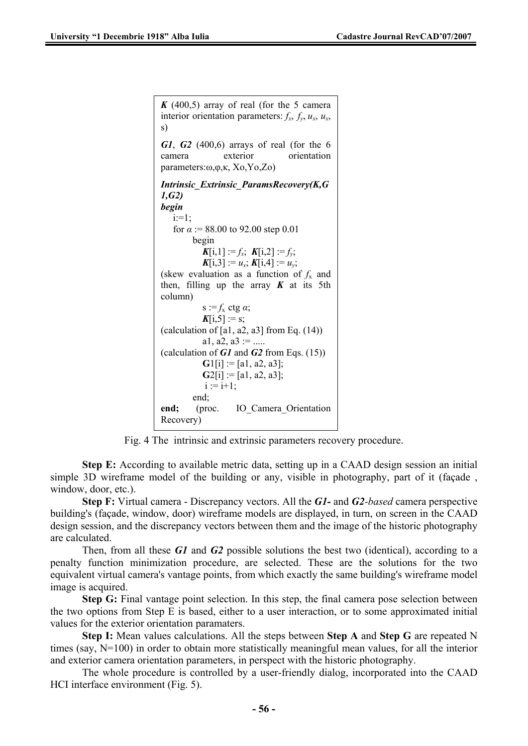```
K (400,5) array of real (for the 5 camera interior orientation parameters: fx, fy, ux, ux, s)

G1, G2 (400,6) arrays of real (for the 6 camera exterior orientation parameters:ω,φ,κ, Xo,Yo,Zo)

Intrinsic_Extrinsic_ParamsRecovery(K,G1,G2)
begin
    i:=1;
    for α := 88.00 to 92.00 step 0.01
        begin
            K[i,1] := fx;  K[i,2] := fy;
            K[i,3] := ux; K[i,4] := uy;
(skew evaluation as a function of fx and then, filling up the array K at its 5th column)
            s := fx ctg α;
            K[i,5] := s;
(calculation of [a1, a2, a3] from Eq. (14))
            a1, a2, a3 := .....
(calculation of G1 and G2 from Eqs. (15))
            G1[i] := [a1, a2, a3];
            G2[i] := [a1, a2, a3];
            i := i+1;
        end;
end;    (proc.    IO_Camera_Orientation Recovery)
```

Fig. 4 The intrinsic and extrinsic parameters recovery procedure.

**Step E:** According to available metric data, setting up in a CAAD design session an initial simple 3D wireframe model of the building or any, visible in photography, part of it (façade , window, door, etc.).

**Step F:** Virtual camera - Discrepancy vectors. All the ***G1-*** and ***G2****-based* camera perspective building's (façade, window, door) wireframe models are displayed, in turn, on screen in the CAAD design session, and the discrepancy vectors between them and the image of the historic photography are calculated.

Then, from all these ***G1*** and ***G2*** possible solutions the best two (identical), according to a penalty function minimization procedure, are selected. These are the solutions for the two equivalent virtual camera's vantage points, from which exactly the same building's wireframe model image is acquired.

**Step G:** Final vantage point selection. In this step, the final camera pose selection between the two options from Step E is based, either to a user interaction, or to some approximated initial values for the exterior orientation paramaters.

**Step I:** Mean values calculations. All the steps between **Step A** and **Step G** are repeated N times (say, N=100) in order to obtain more statistically meaningful mean values, for all the interior and exterior camera orientation parameters, in perspect with the historic photography.

The whole procedure is controlled by a user-friendly dialog, incorporated into the CAAD HCI interface environment (Fig. 5).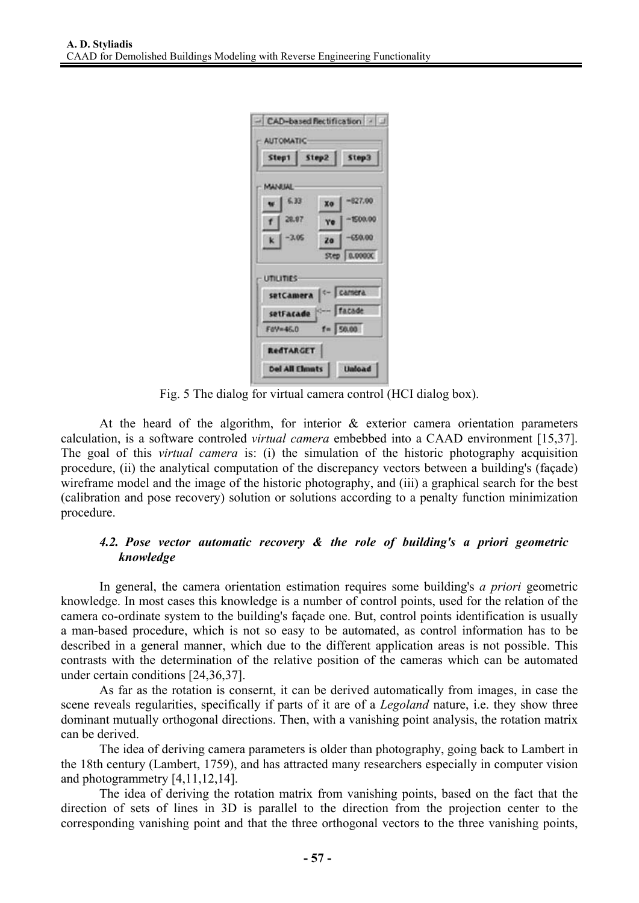Fig. 5 The dialog for virtual camera control (HCI dialog box).

At the heard of the algorithm, for interior & exterior camera orientation parameters calculation, is a software controled *virtual camera* embebbed into a CAAD environment [15,37]. The goal of this *virtual camera* is: (i) the simulation of the historic photography acquisition procedure, (ii) the analytical computation of the discrepancy vectors between a building's (façade) wireframe model and the image of the historic photography, and (iii) a graphical search for the best (calibration and pose recovery) solution or solutions according to a penalty function minimization procedure.

### *4.2. Pose vector automatic recovery & the role of building's a priori geometric knowledge*

In general, the camera orientation estimation requires some building's *a priori* geometric knowledge. In most cases this knowledge is a number of control points, used for the relation of the camera co-ordinate system to the building's façade one. But, control points identification is usually a man-based procedure, which is not so easy to be automated, as control information has to be described in a general manner, which due to the different application areas is not possible. This contrasts with the determination of the relative position of the cameras which can be automated under certain conditions [24,36,37].

As far as the rotation is consernt, it can be derived automatically from images, in case the scene reveals regularities, specifically if parts of it are of a *Legoland* nature, i.e. they show three dominant mutually orthogonal directions. Then, with a vanishing point analysis, the rotation matrix can be derived.

The idea of deriving camera parameters is older than photography, going back to Lambert in the 18th century (Lambert, 1759), and has attracted many researchers especially in computer vision and photogrammetry [4,11,12,14].

The idea of deriving the rotation matrix from vanishing points, based on the fact that the direction of sets of lines in 3D is parallel to the direction from the projection center to the corresponding vanishing point and that the three orthogonal vectors to the three vanishing points,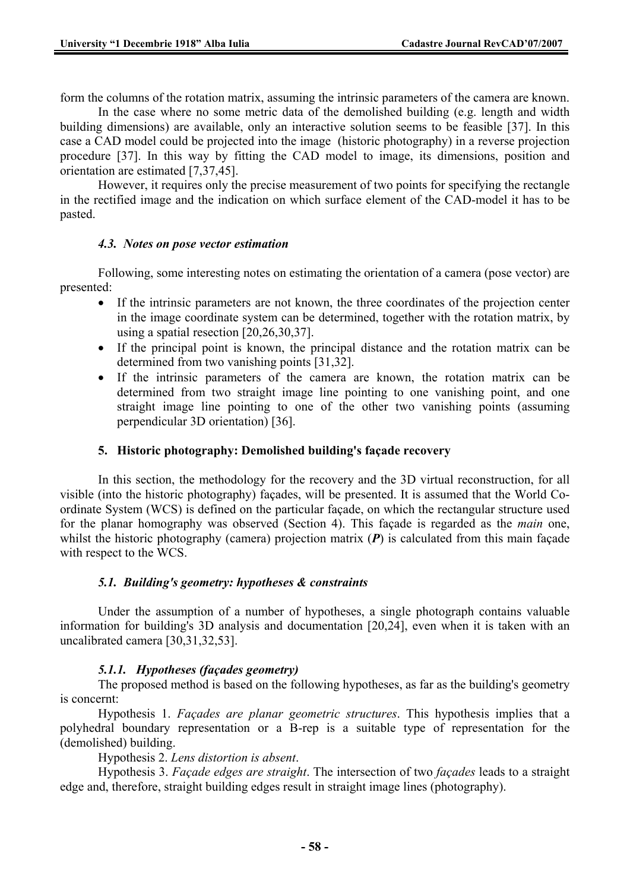form the columns of the rotation matrix, assuming the intrinsic parameters of the camera are known.

In the case where no some metric data of the demolished building (e.g. length and width building dimensions) are available, only an interactive solution seems to be feasible [37]. In this case a CAD model could be projected into the image (historic photography) in a reverse projection procedure [37]. In this way by fitting the CAD model to image, its dimensions, position and orientation are estimated [7,37,45].

However, it requires only the precise measurement of two points for specifying the rectangle in the rectified image and the indication on which surface element of the CAD-model it has to be pasted.

### *4.3. Notes on pose vector estimation*

Following, some interesting notes on estimating the orientation of a camera (pose vector) are presented:

- If the intrinsic parameters are not known, the three coordinates of the projection center in the image coordinate system can be determined, together with the rotation matrix, by using a spatial resection [20,26,30,37].
- If the principal point is known, the principal distance and the rotation matrix can be determined from two vanishing points [31,32].
- If the intrinsic parameters of the camera are known, the rotation matrix can be determined from two straight image line pointing to one vanishing point, and one straight image line pointing to one of the other two vanishing points (assuming perpendicular 3D orientation) [36].

## 5. Historic photography: Demolished building's façade recovery

In this section, the methodology for the recovery and the 3D virtual reconstruction, for all visible (into the historic photography) façades, will be presented. It is assumed that the World Co-ordinate System (WCS) is defined on the particular façade, on which the rectangular structure used for the planar homography was observed (Section 4). This façade is regarded as the *main* one, whilst the historic photography (camera) projection matrix (***P***) is calculated from this main façade with respect to the WCS.

### *5.1. Building's geometry: hypotheses & constraints*

Under the assumption of a number of hypotheses, a single photograph contains valuable information for building's 3D analysis and documentation [20,24], even when it is taken with an uncalibrated camera [30,31,32,53].

#### *5.1.1. Hypotheses (façades geometry)*

The proposed method is based on the following hypotheses, as far as the building's geometry is concernt:

Hypothesis 1. *Façades are planar geometric structures*. This hypothesis implies that a polyhedral boundary representation or a B-rep is a suitable type of representation for the (demolished) building.

Hypothesis 2. *Lens distortion is absent*.

Hypothesis 3. *Façade edges are straight*. The intersection of two *façades* leads to a straight edge and, therefore, straight building edges result in straight image lines (photography).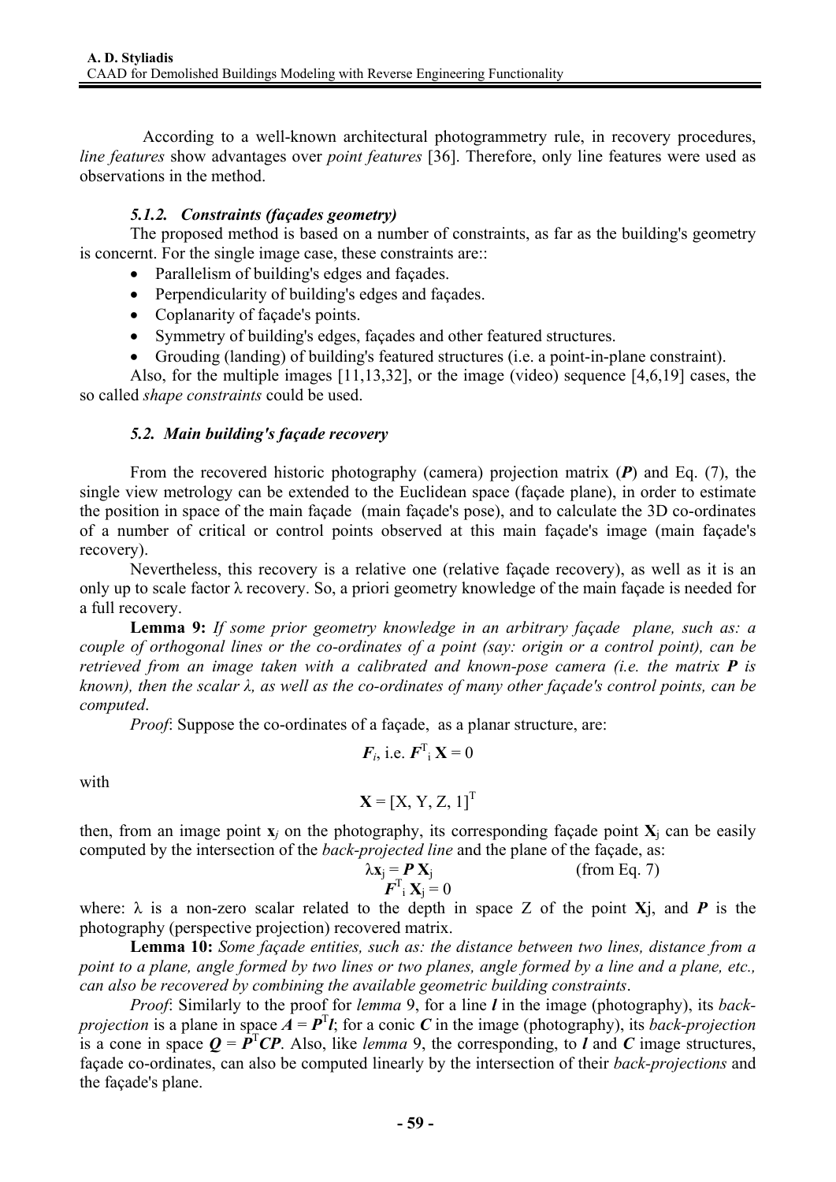According to a well-known architectural photogrammetry rule, in recovery procedures, *line features* show advantages over *point features* [36]. Therefore, only line features were used as observations in the method.

#### *5.1.2. Constraints (façades geometry)*

The proposed method is based on a number of constraints, as far as the building's geometry is concernt. For the single image case, these constraints are::

- Parallelism of building's edges and façades.
- Perpendicularity of building's edges and façades.
- Coplanarity of façade's points.
- Symmetry of building's edges, façades and other featured structures.
- Grouding (landing) of building's featured structures (i.e. a point-in-plane constraint).

Also, for the multiple images [11,13,32], or the image (video) sequence [4,6,19] cases, the so called *shape constraints* could be used.

### *5.2. Main building's façade recovery*

From the recovered historic photography (camera) projection matrix ($\boldsymbol{P}$) and Eq. (7), the single view metrology can be extended to the Euclidean space (façade plane), in order to estimate the position in space of the main façade (main façade's pose), and to calculate the 3D co-ordinates of a number of critical or control points observed at this main façade's image (main façade's recovery).

Nevertheless, this recovery is a relative one (relative façade recovery), as well as it is an only up to scale factor λ recovery. So, a priori geometry knowledge of the main façade is needed for a full recovery.

**Lemma 9:** *If some prior geometry knowledge in an arbitrary façade plane, such as: a couple of orthogonal lines or the co-ordinates of a point (say: origin or a control point), can be retrieved from an image taken with a calibrated and known-pose camera (i.e. the matrix $\boldsymbol{P}$ is known), then the scalar λ, as well as the co-ordinates of many other façade's control points, can be computed*.

*Proof*: Suppose the co-ordinates of a façade, as a planar structure, are:

$$\boldsymbol{F}_i \text{, i.e. } \boldsymbol{F}^{\mathrm{T}}_i \, \mathbf{X} = 0$$

with

$$\mathbf{X} = [\mathrm{X, Y, Z,} \; 1]^{\mathrm{T}}$$

then, from an image point $\mathbf{x}_j$ on the photography, its corresponding façade point $\mathbf{X}_j$ can be easily computed by the intersection of the *back-projected line* and the plane of the façade, as:

$$\lambda \mathbf{x}_j = \boldsymbol{P} \, \mathbf{X}_j \qquad \text{(from Eq. 7)}$$

$$\boldsymbol{F}^{\mathrm{T}}_i \, \mathbf{X}_j = 0$$

where: λ is a non-zero scalar related to the depth in space Z of the point $\mathbf{X}_j$, and $\boldsymbol{P}$ is the photography (perspective projection) recovered matrix.

**Lemma 10:** *Some façade entities, such as: the distance between two lines, distance from a point to a plane, angle formed by two lines or two planes, angle formed by a line and a plane, etc., can also be recovered by combining the available geometric building constraints*.

*Proof*: Similarly to the proof for *lemma* 9, for a line $\boldsymbol{l}$ in the image (photography), its *back-projection* is a plane in space $\boldsymbol{A} = \boldsymbol{P}^{\mathrm{T}}\boldsymbol{l}$; for a conic $\boldsymbol{C}$ in the image (photography), its *back-projection* is a cone in space $\boldsymbol{Q} = \boldsymbol{P}^{\mathrm{T}}\boldsymbol{C}\boldsymbol{P}$. Also, like *lemma* 9, the corresponding, to $\boldsymbol{l}$ and $\boldsymbol{C}$ image structures, façade co-ordinates, can also be computed linearly by the intersection of their *back-projections* and the façade's plane.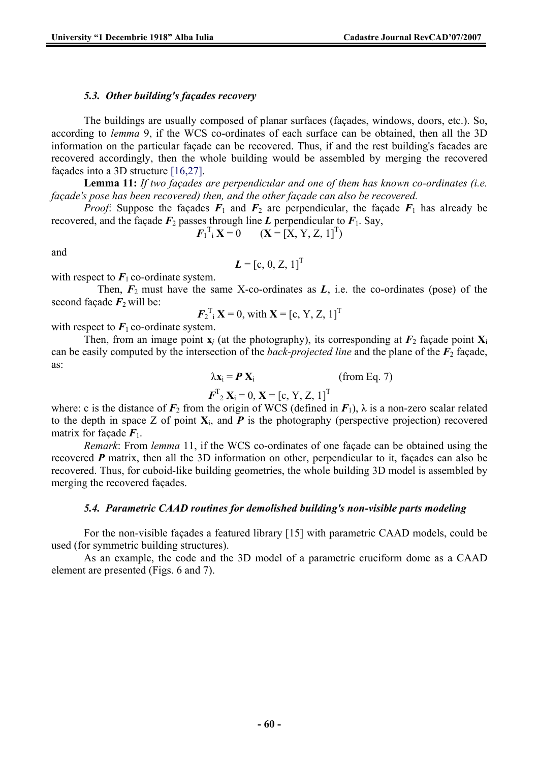### 5.3. *Other building's façades recovery*

The buildings are usually composed of planar surfaces (façades, windows, doors, etc.). So, according to *lemma* 9, if the WCS co-ordinates of each surface can be obtained, then all the 3D information on the particular façade can be recovered. Thus, if and the rest building's facades are recovered accordingly, then the whole building would be assembled by merging the recovered façades into a 3D structure [16,27].

**Lemma 11:** *If two façades are perpendicular and one of them has known co-ordinates (i.e. façade's pose has been recovered) then, and the other façade can also be recovered.*

*Proof*: Suppose the façades $\boldsymbol{F}_1$ and $\boldsymbol{F}_2$ are perpendicular, the façade $\boldsymbol{F}_1$ has already be recovered, and the façade $\boldsymbol{F}_2$ passes through line $\boldsymbol{L}$ perpendicular to $\boldsymbol{F}_1$. Say,

$$\boldsymbol{F}_1{}^{T}{}_{i}\,\mathbf{X} = 0 \qquad (\mathbf{X} = [X, Y, Z, 1]^T)$$

and

$$\boldsymbol{L} = [c, 0, Z, 1]^T$$

with respect to $\boldsymbol{F}_1$ co-ordinate system.

Then, $\boldsymbol{F}_2$ must have the same X-co-ordinates as $\boldsymbol{L}$, i.e. the co-ordinates (pose) of the second façade $\boldsymbol{F}_2$ will be:

$$\boldsymbol{F}_2{}^{T}{}_{i}\,\mathbf{X} = 0, \text{ with } \mathbf{X} = [c, Y, Z, 1]^T$$

with respect to $\boldsymbol{F}_1$ co-ordinate system.

Then, from an image point $\mathbf{x}_j$ (at the photography), its corresponding at $\boldsymbol{F}_2$ façade point $\mathbf{X}_i$ can be easily computed by the intersection of the *back-projected line* and the plane of the $\boldsymbol{F}_2$ façade, as:

$$\lambda \mathbf{x}_i = \boldsymbol{P}\,\mathbf{X}_i \qquad \text{(from Eq. 7)}$$

$$\boldsymbol{F}^T{}_2\,\mathbf{X}_i = 0, \mathbf{X} = [c, Y, Z, 1]^T$$

where: c is the distance of $\boldsymbol{F}_2$ from the origin of WCS (defined in $\boldsymbol{F}_1$), $\lambda$ is a non-zero scalar related to the depth in space Z of point $\mathbf{X}_i$, and $\boldsymbol{P}$ is the photography (perspective projection) recovered matrix for façade $\boldsymbol{F}_1$.

*Remark*: From *lemma* 11, if the WCS co-ordinates of one façade can be obtained using the recovered $\boldsymbol{P}$ matrix, then all the 3D information on other, perpendicular to it, façades can also be recovered. Thus, for cuboid-like building geometries, the whole building 3D model is assembled by merging the recovered façades.

### 5.4. *Parametric CAAD routines for demolished building's non-visible parts modeling*

For the non-visible façades a featured library [15] with parametric CAAD models, could be used (for symmetric building structures).

As an example, the code and the 3D model of a parametric cruciform dome as a CAAD element are presented (Figs. 6 and 7).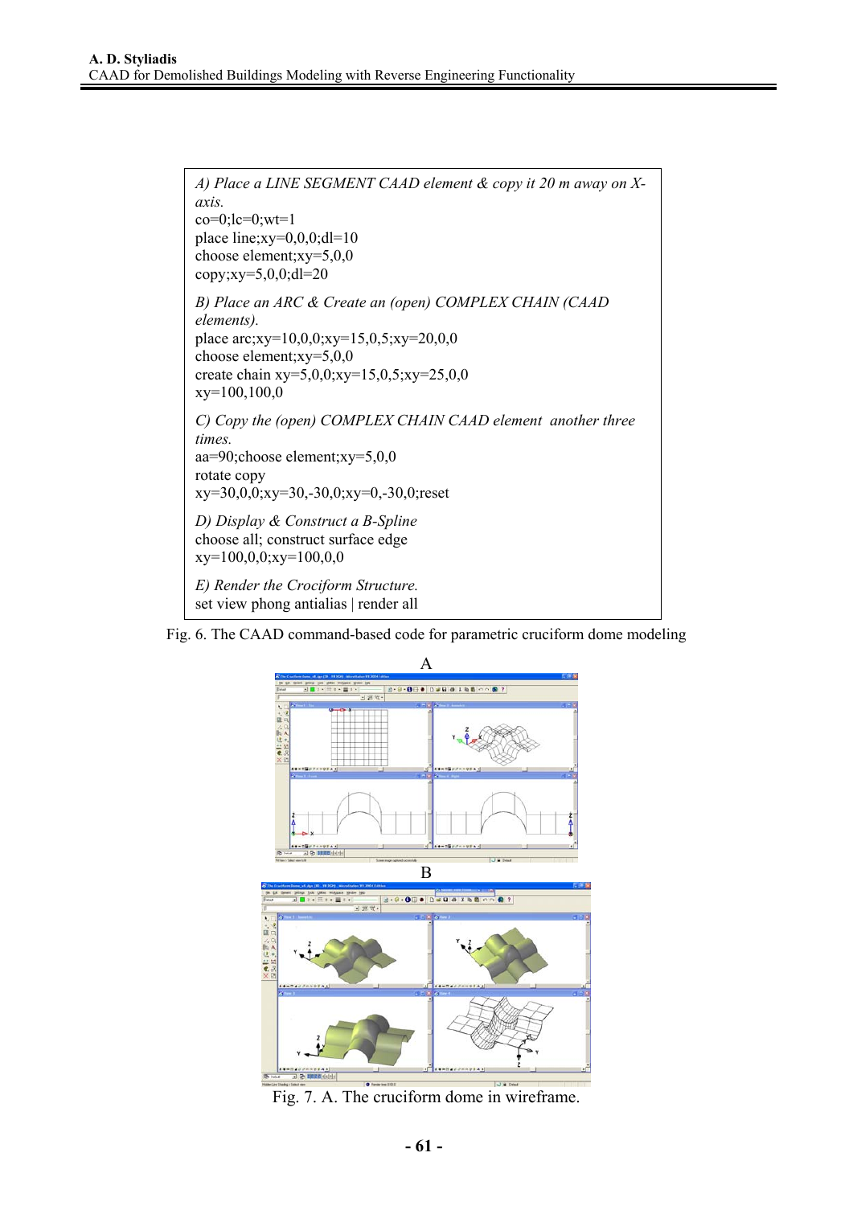```
A) Place a LINE SEGMENT CAAD element & copy it 20 m away on X-axis.
co=0;lc=0;wt=1
place line;xy=0,0,0;dl=10
choose element;xy=5,0,0
copy;xy=5,0,0;dl=20

B) Place an ARC & Create an (open) COMPLEX CHAIN (CAAD elements).
place arc;xy=10,0,0;xy=15,0,5;xy=20,0,0
choose element;xy=5,0,0
create chain xy=5,0,0;xy=15,0,5;xy=25,0,0
xy=100,100,0

C) Copy the (open) COMPLEX CHAIN CAAD element another three times.
aa=90;choose element;xy=5,0,0
rotate copy
xy=30,0,0;xy=30,-30,0;xy=0,-30,0;reset

D) Display & Construct a B-Spline
choose all; construct surface edge
xy=100,0,0;xy=100,0,0

E) Render the Crociform Structure.
set view phong antialias | render all
```

Fig. 6. The CAAD command-based code for parametric cruciform dome modeling

A

B

Fig. 7. A. The cruciform dome in wireframe.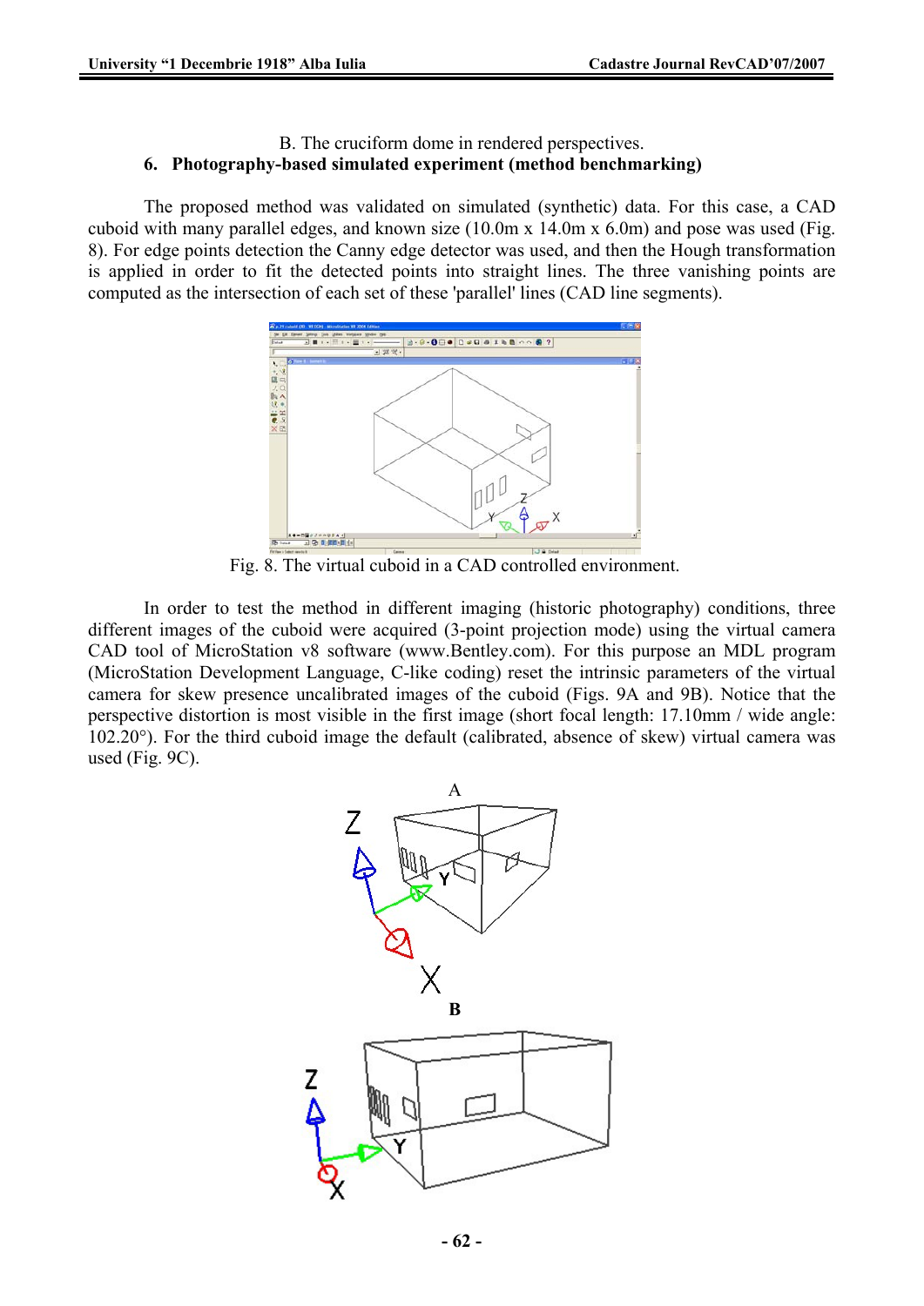B. The cruciform dome in rendered perspectives.

## 6. Photography-based simulated experiment (method benchmarking)

The proposed method was validated on simulated (synthetic) data. For this case, a CAD cuboid with many parallel edges, and known size (10.0m x 14.0m x 6.0m) and pose was used (Fig. 8). For edge points detection the Canny edge detector was used, and then the Hough transformation is applied in order to fit the detected points into straight lines. The three vanishing points are computed as the intersection of each set of these 'parallel' lines (CAD line segments).

Fig. 8. The virtual cuboid in a CAD controlled environment.

In order to test the method in different imaging (historic photography) conditions, three different images of the cuboid were acquired (3-point projection mode) using the virtual camera CAD tool of MicroStation v8 software (www.Bentley.com). For this purpose an MDL program (MicroStation Development Language, C-like coding) reset the intrinsic parameters of the virtual camera for skew presence uncalibrated images of the cuboid (Figs. 9A and 9B). Notice that the perspective distortion is most visible in the first image (short focal length: 17.10mm / wide angle: 102.20°). For the third cuboid image the default (calibrated, absence of skew) virtual camera was used (Fig. 9C).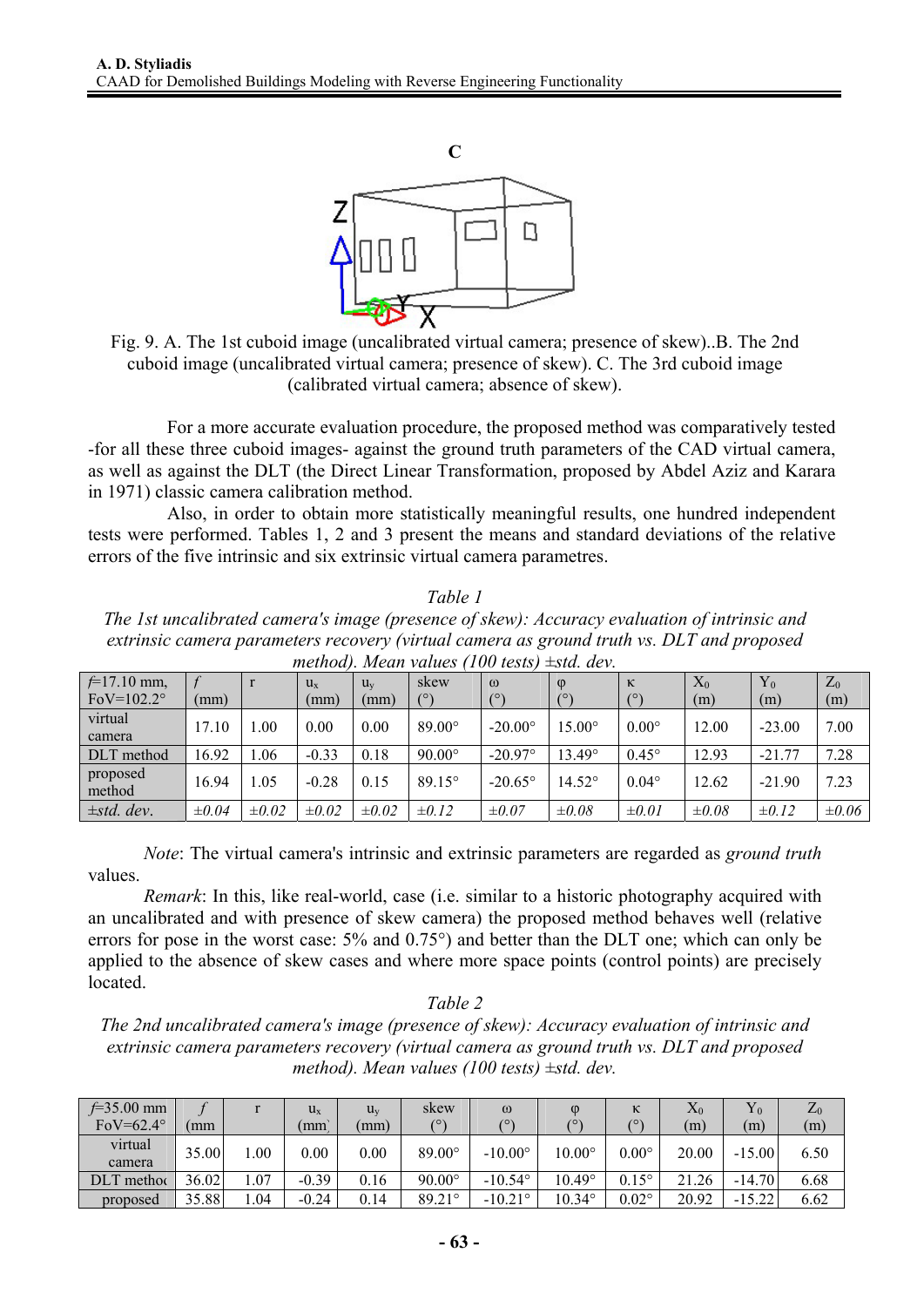C

Fig. 9. A. The 1st cuboid image (uncalibrated virtual camera; presence of skew)..B. The 2nd cuboid image (uncalibrated virtual camera; presence of skew). C. The 3rd cuboid image (calibrated virtual camera; absence of skew).

For a more accurate evaluation procedure, the proposed method was comparatively tested -for all these three cuboid images- against the ground truth parameters of the CAD virtual camera, as well as against the DLT (the Direct Linear Transformation, proposed by Abdel Aziz and Karara in 1971) classic camera calibration method.

Also, in order to obtain more statistically meaningful results, one hundred independent tests were performed. Tables 1, 2 and 3 present the means and standard deviations of the relative errors of the five intrinsic and six extrinsic virtual camera parametres.

*Table 1*

*The 1st uncalibrated camera's image (presence of skew): Accuracy evaluation of intrinsic and extrinsic camera parameters recovery (virtual camera as ground truth vs. DLT and proposed method). Mean values (100 tests) ±std. dev.*

| $f$=17.10 mm, FoV=102.2° | $f$ (mm) | r | $u_x$ (mm) | $u_y$ (mm) | skew (°) | ω (°) | φ (°) | κ (°) | $X_0$ (m) | $Y_0$ (m) | $Z_0$ (m) |
|---|---|---|---|---|---|---|---|---|---|---|---|
| virtual camera | 17.10 | 1.00 | 0.00 | 0.00 | 89.00° | -20.00° | 15.00° | 0.00° | 12.00 | -23.00 | 7.00 |
| DLT method | 16.92 | 1.06 | -0.33 | 0.18 | 90.00° | -20.97° | 13.49° | 0.45° | 12.93 | -21.77 | 7.28 |
| proposed method | 16.94 | 1.05 | -0.28 | 0.15 | 89.15° | -20.65° | 14.52° | 0.04° | 12.62 | -21.90 | 7.23 |
| *±std. dev.* | *±0.04* | *±0.02* | *±0.02* | *±0.02* | *±0.12* | *±0.07* | *±0.08* | *±0.01* | *±0.08* | *±0.12* | *±0.06* |

*Note*: The virtual camera's intrinsic and extrinsic parameters are regarded as *ground truth* values.

*Remark*: In this, like real-world, case (i.e. similar to a historic photography acquired with an uncalibrated and with presence of skew camera) the proposed method behaves well (relative errors for pose in the worst case: 5% and 0.75°) and better than the DLT one; which can only be applied to the absence of skew cases and where more space points (control points) are precisely located.

*Table 2*

*The 2nd uncalibrated camera's image (presence of skew): Accuracy evaluation of intrinsic and extrinsic camera parameters recovery (virtual camera as ground truth vs. DLT and proposed method). Mean values (100 tests) ±std. dev.*

| $f$=35.00 mm FoV=62.4° | $f$ (mm | r | $u_x$ (mm) | $u_y$ (mm) | skew (°) | ω (°) | φ (°) | κ (°) | $X_0$ (m) | $Y_0$ (m) | $Z_0$ (m) |
|---|---|---|---|---|---|---|---|---|---|---|---|
| virtual camera | 35.00 | 1.00 | 0.00 | 0.00 | 89.00° | -10.00° | 10.00° | 0.00° | 20.00 | -15.00 | 6.50 |
| DLT method | 36.02 | 1.07 | -0.39 | 0.16 | 90.00° | -10.54° | 10.49° | 0.15° | 21.26 | -14.70 | 6.68 |
| proposed | 35.88 | 1.04 | -0.24 | 0.14 | 89.21° | -10.21° | 10.34° | 0.02° | 20.92 | -15.22 | 6.62 |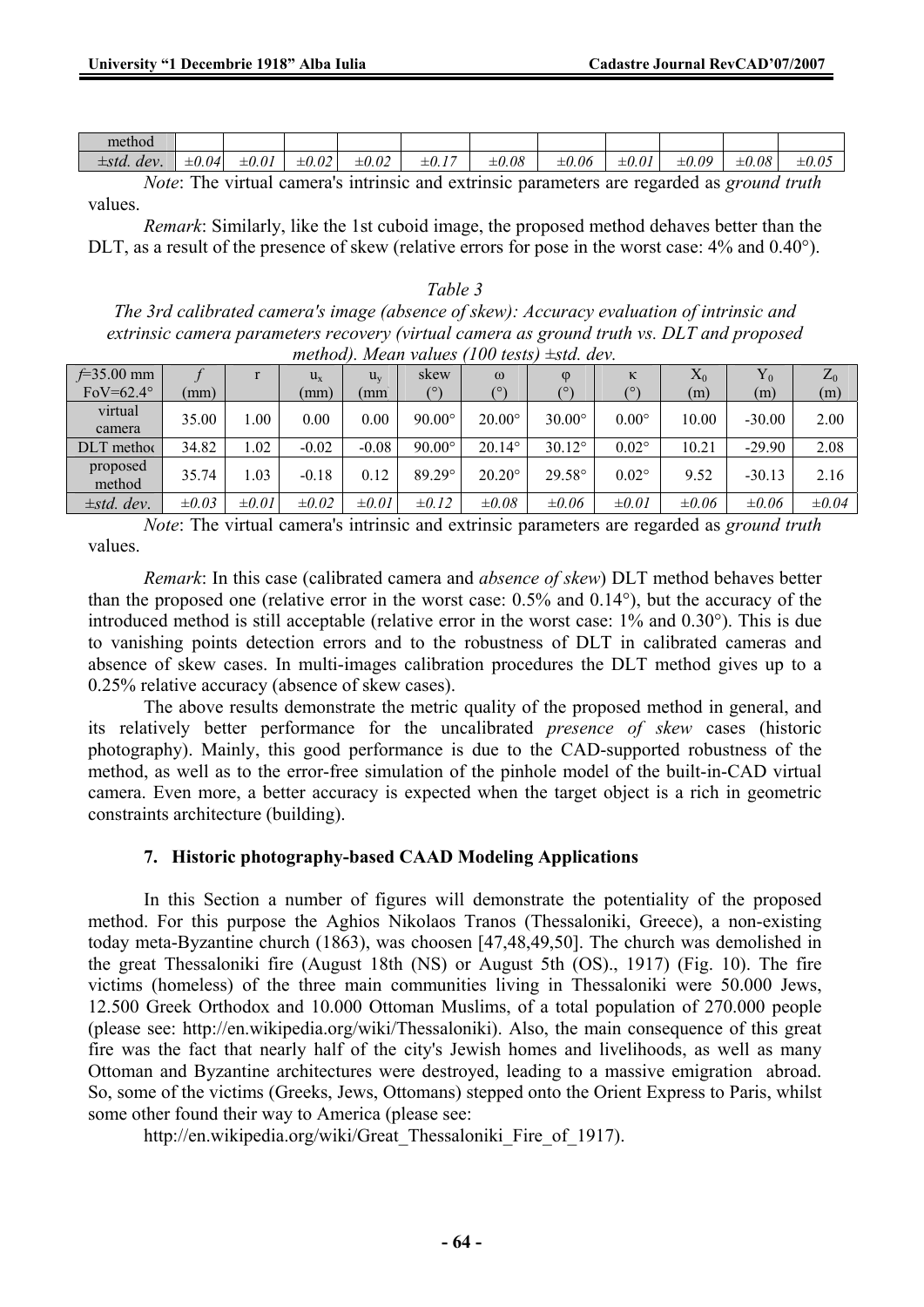| method | | | | | | | | | | | |
|---|---|---|---|---|---|---|---|---|---|---|---|
| *±std. dev.* | *±0.04* | *±0.01* | *±0.02* | *±0.02* | *±0.17* | *±0.08* | *±0.06* | *±0.01* | *±0.09* | *±0.08* | *±0.05* |

*Note*: The virtual camera's intrinsic and extrinsic parameters are regarded as *ground truth* values.

*Remark*: Similarly, like the 1st cuboid image, the proposed method dehaves better than the DLT, as a result of the presence of skew (relative errors for pose in the worst case: 4% and 0.40°).

*Table 3*

*The 3rd calibrated camera's image (absence of skew): Accuracy evaluation of intrinsic and extrinsic camera parameters recovery (virtual camera as ground truth vs. DLT and proposed method). Mean values (100 tests) ±std. dev.*

| $f$=35.00 mm FoV=62.4° | $f$ (mm) | r | $u_x$ (mm) | $u_y$ (mm | skew (°) | ω (°) | φ (°) | κ (°) | $X_0$ (m) | $Y_0$ (m) | $Z_0$ (m) |
|---|---|---|---|---|---|---|---|---|---|---|---|
| virtual camera | 35.00 | 1.00 | 0.00 | 0.00 | 90.00° | 20.00° | 30.00° | 0.00° | 10.00 | -30.00 | 2.00 |
| DLT methoc | 34.82 | 1.02 | -0.02 | -0.08 | 90.00° | 20.14° | 30.12° | 0.02° | 10.21 | -29.90 | 2.08 |
| proposed method | 35.74 | 1.03 | -0.18 | 0.12 | 89.29° | 20.20° | 29.58° | 0.02° | 9.52 | -30.13 | 2.16 |
| *±std. dev.* | *±0.03* | *±0.01* | *±0.02* | *±0.01* | *±0.12* | *±0.08* | *±0.06* | *±0.01* | *±0.06* | *±0.06* | *±0.04* |

*Note*: The virtual camera's intrinsic and extrinsic parameters are regarded as *ground truth* values.

*Remark*: In this case (calibrated camera and *absence of skew*) DLT method behaves better than the proposed one (relative error in the worst case: 0.5% and 0.14°), but the accuracy of the introduced method is still acceptable (relative error in the worst case: 1% and 0.30°). This is due to vanishing points detection errors and to the robustness of DLT in calibrated cameras and absence of skew cases. In multi-images calibration procedures the DLT method gives up to a 0.25% relative accuracy (absence of skew cases).

The above results demonstrate the metric quality of the proposed method in general, and its relatively better performance for the uncalibrated *presence of skew* cases (historic photography). Mainly, this good performance is due to the CAD-supported robustness of the method, as well as to the error-free simulation of the pinhole model of the built-in-CAD virtual camera. Even more, a better accuracy is expected when the target object is a rich in geometric constraints architecture (building).

### 7. Historic photography-based CAAD Modeling Applications

In this Section a number of figures will demonstrate the potentiality of the proposed method. For this purpose the Aghios Nikolaos Tranos (Thessaloniki, Greece), a non-existing today meta-Byzantine church (1863), was choosen [47,48,49,50]. The church was demolished in the great Thessaloniki fire (August 18th (NS) or August 5th (OS)., 1917) (Fig. 10). The fire victims (homeless) of the three main communities living in Thessaloniki were 50.000 Jews, 12.500 Greek Orthodox and 10.000 Ottoman Muslims, of a total population of 270.000 people (please see: http://en.wikipedia.org/wiki/Thessaloniki). Also, the main consequence of this great fire was the fact that nearly half of the city's Jewish homes and livelihoods, as well as many Ottoman and Byzantine architectures were destroyed, leading to a massive emigration abroad. So, some of the victims (Greeks, Jews, Ottomans) stepped onto the Orient Express to Paris, whilst some other found their way to America (please see:

http://en.wikipedia.org/wiki/Great_Thessaloniki_Fire_of_1917).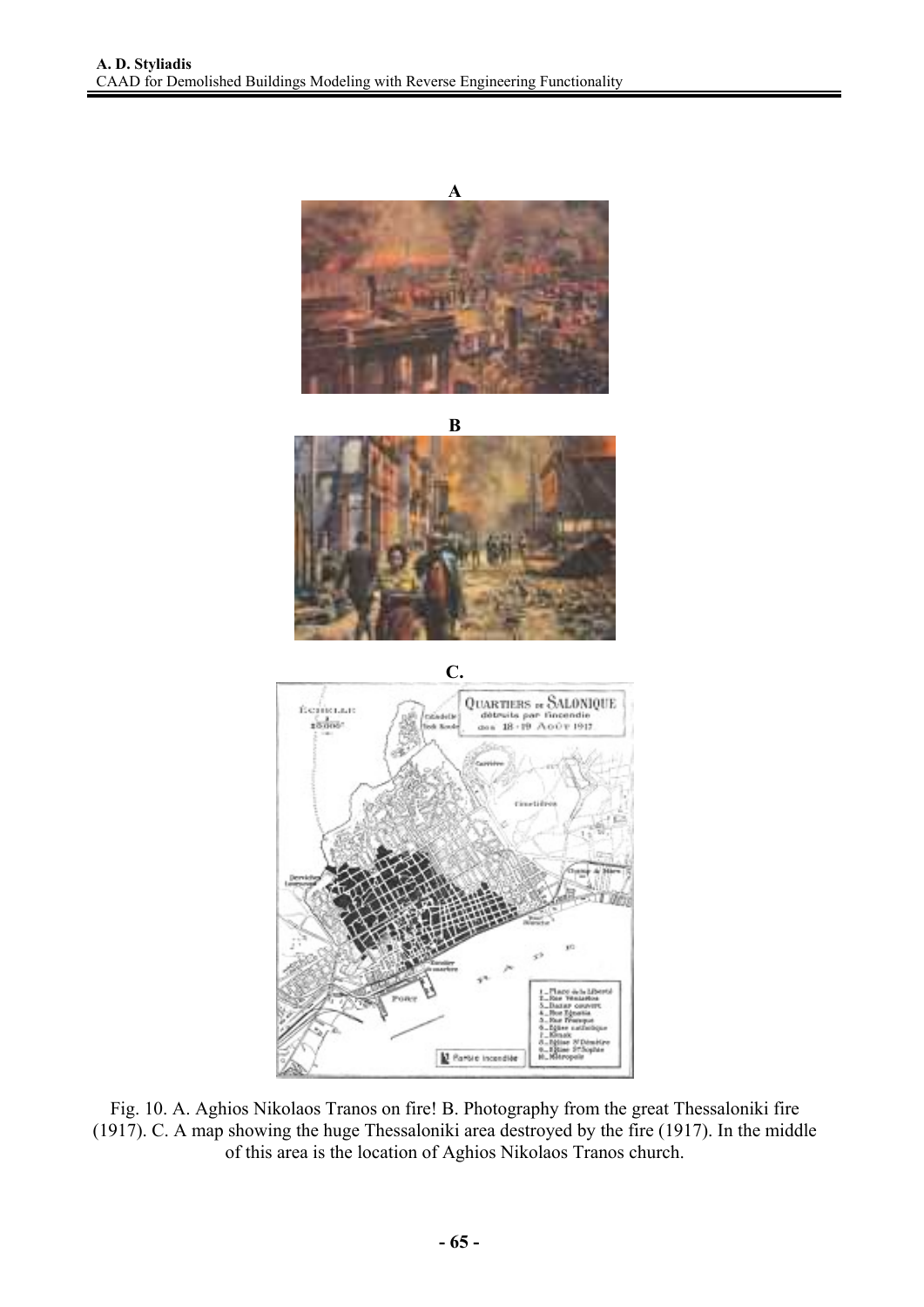A

B

C.

Fig. 10. A. Aghios Nikolaos Tranos on fire! B. Photography from the great Thessaloniki fire (1917). C. A map showing the huge Thessaloniki area destroyed by the fire (1917). In the middle of this area is the location of Aghios Nikolaos Tranos church.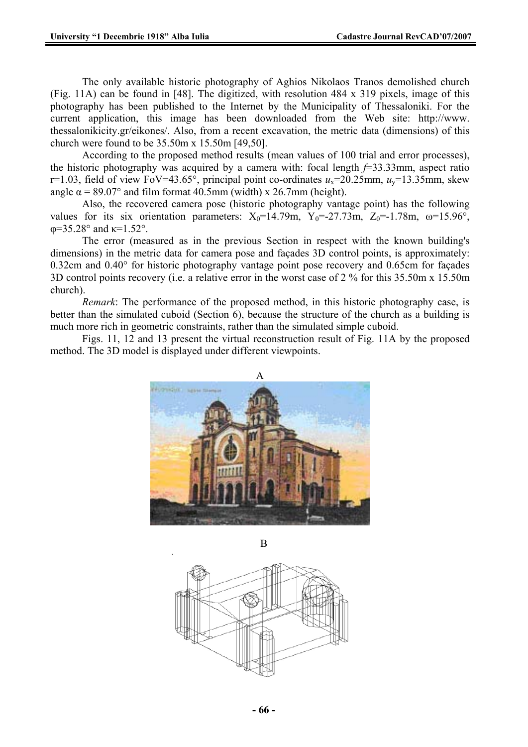The only available historic photography of Aghios Nikolaos Tranos demolished church (Fig. 11A) can be found in [48]. The digitized, with resolution 484 x 319 pixels, image of this photography has been published to the Internet by the Municipality of Thessaloniki. For the current application, this image has been downloaded from the Web site: http://www.thessalonikicity.gr/eikones/. Also, from a recent excavation, the metric data (dimensions) of this church were found to be 35.50m x 15.50m [49,50].

According to the proposed method results (mean values of 100 trial and error processes), the historic photography was acquired by a camera with: focal length $f$=33.33mm, aspect ratio r=1.03, field of view FoV=43.65°, principal point co-ordinates $u_x$=20.25mm, $u_y$=13.35mm, skew angle $\alpha$ = 89.07° and film format 40.5mm (width) x 26.7mm (height).

Also, the recovered camera pose (historic photography vantage point) has the following values for its six orientation parameters: $X_0$=14.79m, $Y_0$=-27.73m, $Z_0$=-1.78m, $\omega$=15.96°, $\varphi$=35.28° and $\kappa$=1.52°.

The error (measured as in the previous Section in respect with the known building's dimensions) in the metric data for camera pose and façades 3D control points, is approximately: 0.32cm and 0.40° for historic photography vantage point pose recovery and 0.65cm for façades 3D control points recovery (i.e. a relative error in the worst case of 2 % for this 35.50m x 15.50m church).

*Remark*: The performance of the proposed method, in this historic photography case, is better than the simulated cuboid (Section 6), because the structure of the church as a building is much more rich in geometric constraints, rather than the simulated simple cuboid.

Figs. 11, 12 and 13 present the virtual reconstruction result of Fig. 11A by the proposed method. The 3D model is displayed under different viewpoints.

A

B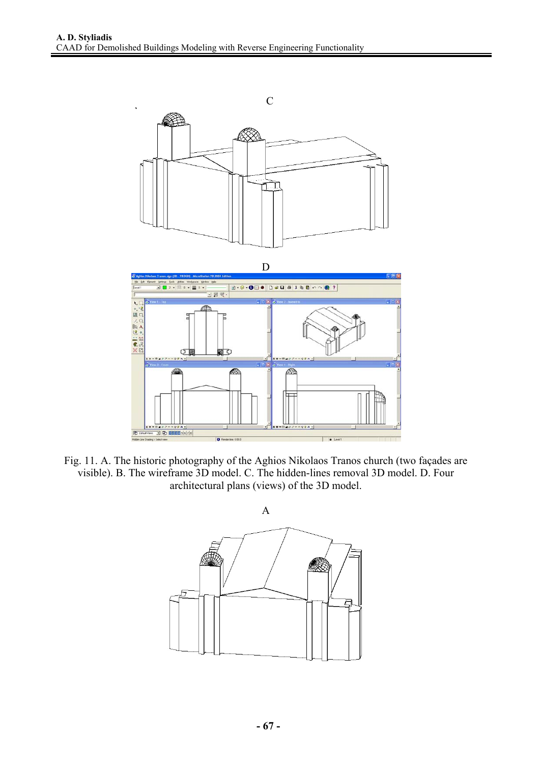C

D

Fig. 11. A. The historic photography of the Aghios Nikolaos Tranos church (two façades are visible). B. The wireframe 3D model. C. The hidden-lines removal 3D model. D. Four architectural plans (views) of the 3D model.

A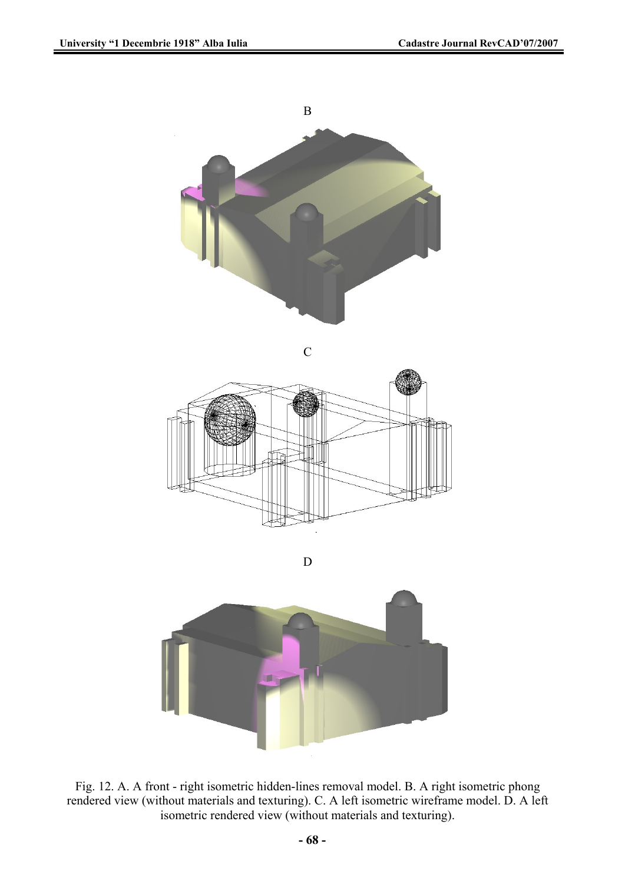B

C

D

Fig. 12. A. A front - right isometric hidden-lines removal model. B. A right isometric phong rendered view (without materials and texturing). C. A left isometric wireframe model. D. A left isometric rendered view (without materials and texturing).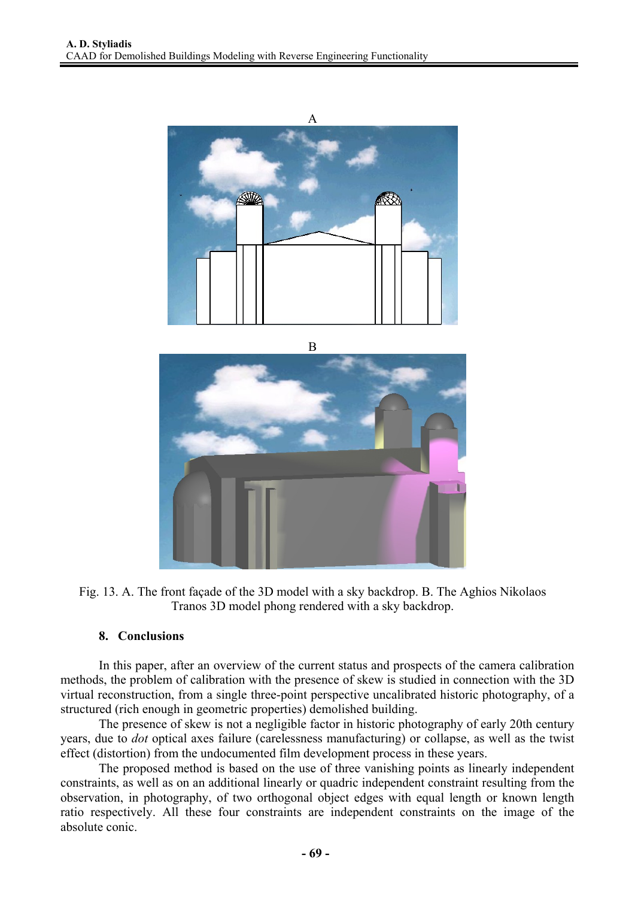Fig. 13. A. The front façade of the 3D model with a sky backdrop. B. The Aghios Nikolaos Tranos 3D model phong rendered with a sky backdrop.

## 8. Conclusions

In this paper, after an overview of the current status and prospects of the camera calibration methods, the problem of calibration with the presence of skew is studied in connection with the 3D virtual reconstruction, from a single three-point perspective uncalibrated historic photography, of a structured (rich enough in geometric properties) demolished building.

The presence of skew is not a negligible factor in historic photography of early 20th century years, due to *dot* optical axes failure (carelessness manufacturing) or collapse, as well as the twist effect (distortion) from the undocumented film development process in these years.

The proposed method is based on the use of three vanishing points as linearly independent constraints, as well as on an additional linearly or quadric independent constraint resulting from the observation, in photography, of two orthogonal object edges with equal length or known length ratio respectively. All these four constraints are independent constraints on the image of the absolute conic.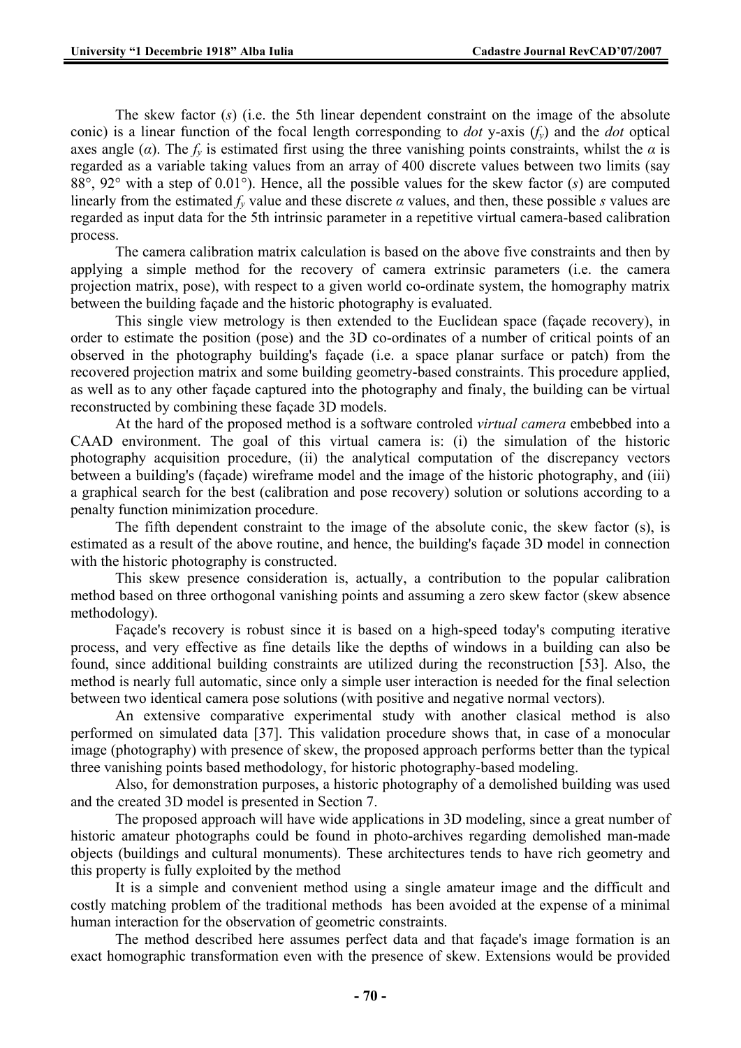The skew factor ($s$) (i.e. the 5th linear dependent constraint on the image of the absolute conic) is a linear function of the focal length corresponding to *dot* y-axis ($f_y$) and the *dot* optical axes angle ($\alpha$). The $f_y$ is estimated first using the three vanishing points constraints, whilst the $\alpha$ is regarded as a variable taking values from an array of 400 discrete values between two limits (say 88°, 92° with a step of 0.01°). Hence, all the possible values for the skew factor ($s$) are computed linearly from the estimated $f_y$ value and these discrete $\alpha$ values, and then, these possible $s$ values are regarded as input data for the 5th intrinsic parameter in a repetitive virtual camera-based calibration process.

The camera calibration matrix calculation is based on the above five constraints and then by applying a simple method for the recovery of camera extrinsic parameters (i.e. the camera projection matrix, pose), with respect to a given world co-ordinate system, the homography matrix between the building façade and the historic photography is evaluated.

This single view metrology is then extended to the Euclidean space (façade recovery), in order to estimate the position (pose) and the 3D co-ordinates of a number of critical points of an observed in the photography building's façade (i.e. a space planar surface or patch) from the recovered projection matrix and some building geometry-based constraints. This procedure applied, as well as to any other façade captured into the photography and finaly, the building can be virtual reconstructed by combining these façade 3D models.

At the hard of the proposed method is a software controled *virtual camera* embebbed into a CAAD environment. The goal of this virtual camera is: (i) the simulation of the historic photography acquisition procedure, (ii) the analytical computation of the discrepancy vectors between a building's (façade) wireframe model and the image of the historic photography, and (iii) a graphical search for the best (calibration and pose recovery) solution or solutions according to a penalty function minimization procedure.

The fifth dependent constraint to the image of the absolute conic, the skew factor (s), is estimated as a result of the above routine, and hence, the building's façade 3D model in connection with the historic photography is constructed.

This skew presence consideration is, actually, a contribution to the popular calibration method based on three orthogonal vanishing points and assuming a zero skew factor (skew absence methodology).

Façade's recovery is robust since it is based on a high-speed today's computing iterative process, and very effective as fine details like the depths of windows in a building can also be found, since additional building constraints are utilized during the reconstruction [53]. Also, the method is nearly full automatic, since only a simple user interaction is needed for the final selection between two identical camera pose solutions (with positive and negative normal vectors).

An extensive comparative experimental study with another clasical method is also performed on simulated data [37]. This validation procedure shows that, in case of a monocular image (photography) with presence of skew, the proposed approach performs better than the typical three vanishing points based methodology, for historic photography-based modeling.

Also, for demonstration purposes, a historic photography of a demolished building was used and the created 3D model is presented in Section 7.

The proposed approach will have wide applications in 3D modeling, since a great number of historic amateur photographs could be found in photo-archives regarding demolished man-made objects (buildings and cultural monuments). These architectures tends to have rich geometry and this property is fully exploited by the method

It is a simple and convenient method using a single amateur image and the difficult and costly matching problem of the traditional methods has been avoided at the expense of a minimal human interaction for the observation of geometric constraints.

The method described here assumes perfect data and that façade's image formation is an exact homographic transformation even with the presence of skew. Extensions would be provided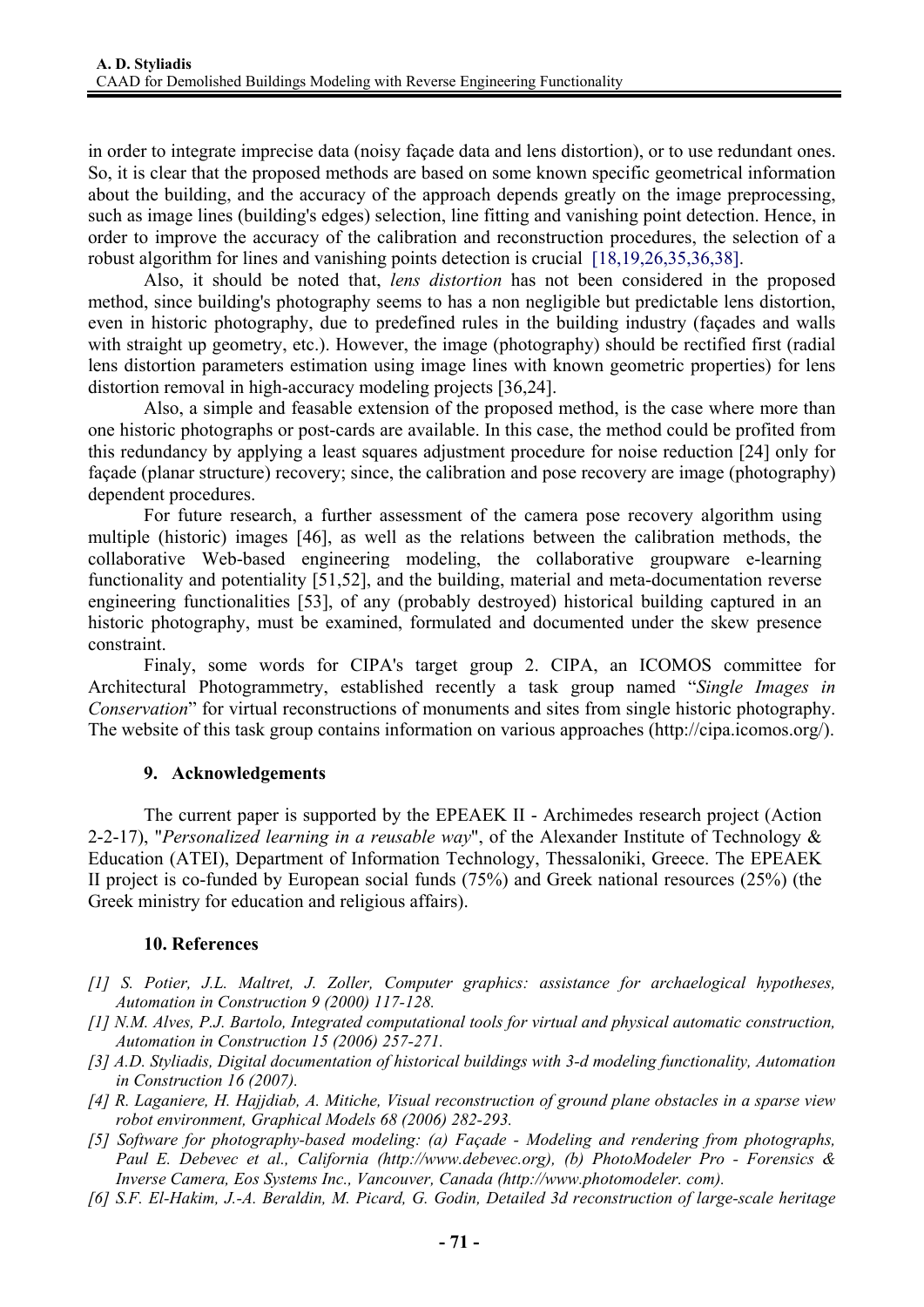in order to integrate imprecise data (noisy façade data and lens distortion), or to use redundant ones. So, it is clear that the proposed methods are based on some known specific geometrical information about the building, and the accuracy of the approach depends greatly on the image preprocessing, such as image lines (building's edges) selection, line fitting and vanishing point detection. Hence, in order to improve the accuracy of the calibration and reconstruction procedures, the selection of a robust algorithm for lines and vanishing points detection is crucial [18,19,26,35,36,38].

Also, it should be noted that, *lens distortion* has not been considered in the proposed method, since building's photography seems to has a non negligible but predictable lens distortion, even in historic photography, due to predefined rules in the building industry (façades and walls with straight up geometry, etc.). However, the image (photography) should be rectified first (radial lens distortion parameters estimation using image lines with known geometric properties) for lens distortion removal in high-accuracy modeling projects [36,24].

Also, a simple and feasable extension of the proposed method, is the case where more than one historic photographs or post-cards are available. In this case, the method could be profited from this redundancy by applying a least squares adjustment procedure for noise reduction [24] only for façade (planar structure) recovery; since, the calibration and pose recovery are image (photography) dependent procedures.

For future research, a further assessment of the camera pose recovery algorithm using multiple (historic) images [46], as well as the relations between the calibration methods, the collaborative Web-based engineering modeling, the collaborative groupware e-learning functionality and potentiality [51,52], and the building, material and meta-documentation reverse engineering functionalities [53], of any (probably destroyed) historical building captured in an historic photography, must be examined, formulated and documented under the skew presence constraint.

Finaly, some words for CIPA's target group 2. CIPA, an ICOMOS committee for Architectural Photogrammetry, established recently a task group named "*Single Images in Conservation*" for virtual reconstructions of monuments and sites from single historic photography. The website of this task group contains information on various approaches (http://cipa.icomos.org/).

## 9. Acknowledgements

The current paper is supported by the EPEAEK II - Archimedes research project (Action 2-2-17), "*Personalized learning in a reusable way*", of the Alexander Institute of Technology & Education (ATEI), Department of Information Technology, Thessaloniki, Greece. The EPEAEK II project is co-funded by European social funds (75%) and Greek national resources (25%) (the Greek ministry for education and religious affairs).

## 10. References

*[1] S. Potier, J.L. Maltret, J. Zoller, Computer graphics: assistance for archaelogical hypotheses, Automation in Construction 9 (2000) 117-128.*

*[1] N.M. Alves, P.J. Bartolo, Integrated computational tools for virtual and physical automatic construction, Automation in Construction 15 (2006) 257-271.*

*[3] A.D. Styliadis, Digital documentation of historical buildings with 3-d modeling functionality, Automation in Construction 16 (2007).*

*[4] R. Laganiere, H. Hajjdiab, A. Mitiche, Visual reconstruction of ground plane obstacles in a sparse view robot environment, Graphical Models 68 (2006) 282-293.*

*[5] Software for photography-based modeling: (a) Façade - Modeling and rendering from photographs, Paul E. Debevec et al., California (http://www.debevec.org), (b) PhotoModeler Pro - Forensics & Inverse Camera, Eos Systems Inc., Vancouver, Canada (http://www.photomodeler. com).*

*[6] S.F. El-Hakim, J.-A. Beraldin, M. Picard, G. Godin, Detailed 3d reconstruction of large-scale heritage*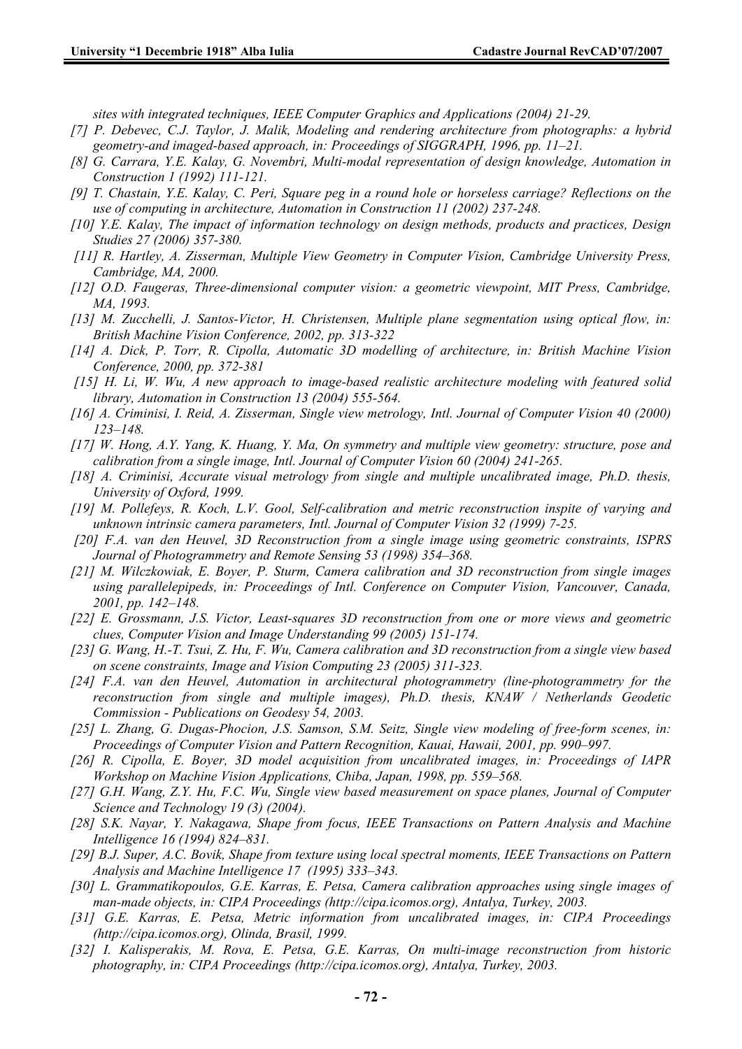*sites with integrated techniques, IEEE Computer Graphics and Applications (2004) 21-29.*

*[7] P. Debevec, C.J. Taylor, J. Malik, Modeling and rendering architecture from photographs: a hybrid geometry-and imaged-based approach, in: Proceedings of SIGGRAPH, 1996, pp. 11–21.*

*[8] G. Carrara, Y.E. Kalay, G. Novembri, Multi-modal representation of design knowledge, Automation in Construction 1 (1992) 111-121.*

*[9] T. Chastain, Y.E. Kalay, C. Peri, Square peg in a round hole or horseless carriage? Reflections on the use of computing in architecture, Automation in Construction 11 (2002) 237-248.*

*[10] Y.E. Kalay, The impact of information technology on design methods, products and practices, Design Studies 27 (2006) 357-380.*

*[11] R. Hartley, A. Zisserman, Multiple View Geometry in Computer Vision, Cambridge University Press, Cambridge, MA, 2000.*

*[12] O.D. Faugeras, Three-dimensional computer vision: a geometric viewpoint, MIT Press, Cambridge, MA, 1993.*

*[13] M. Zucchelli, J. Santos-Victor, H. Christensen, Multiple plane segmentation using optical flow, in: British Machine Vision Conference, 2002, pp. 313-322*

*[14] A. Dick, P. Torr, R. Cipolla, Automatic 3D modelling of architecture, in: British Machine Vision Conference, 2000, pp. 372-381*

*[15] H. Li, W. Wu, A new approach to image-based realistic architecture modeling with featured solid library, Automation in Construction 13 (2004) 555-564.*

*[16] A. Criminisi, I. Reid, A. Zisserman, Single view metrology, Intl. Journal of Computer Vision 40 (2000) 123–148.*

*[17] W. Hong, A.Y. Yang, K. Huang, Y. Ma, On symmetry and multiple view geometry: structure, pose and calibration from a single image, Intl. Journal of Computer Vision 60 (2004) 241-265.*

*[18] A. Criminisi, Accurate visual metrology from single and multiple uncalibrated image, Ph.D. thesis, University of Oxford, 1999.*

*[19] M. Pollefeys, R. Koch, L.V. Gool, Self-calibration and metric reconstruction inspite of varying and unknown intrinsic camera parameters, Intl. Journal of Computer Vision 32 (1999) 7-25.*

*[20] F.A. van den Heuvel, 3D Reconstruction from a single image using geometric constraints, ISPRS Journal of Photogrammetry and Remote Sensing 53 (1998) 354–368.*

*[21] M. Wilczkowiak, E. Boyer, P. Sturm, Camera calibration and 3D reconstruction from single images using parallelepipeds, in: Proceedings of Intl. Conference on Computer Vision, Vancouver, Canada, 2001, pp. 142–148.*

*[22] E. Grossmann, J.S. Victor, Least-squares 3D reconstruction from one or more views and geometric clues, Computer Vision and Image Understanding 99 (2005) 151-174.*

*[23] G. Wang, H.-T. Tsui, Z. Hu, F. Wu, Camera calibration and 3D reconstruction from a single view based on scene constraints, Image and Vision Computing 23 (2005) 311-323.*

*[24] F.A. van den Heuvel, Automation in architectural photogrammetry (line-photogrammetry for the reconstruction from single and multiple images), Ph.D. thesis, KNAW / Netherlands Geodetic Commission - Publications on Geodesy 54, 2003.*

*[25] L. Zhang, G. Dugas-Phocion, J.S. Samson, S.M. Seitz, Single view modeling of free-form scenes, in: Proceedings of Computer Vision and Pattern Recognition, Kauai, Hawaii, 2001, pp. 990–997.*

*[26] R. Cipolla, E. Boyer, 3D model acquisition from uncalibrated images, in: Proceedings of IAPR Workshop on Machine Vision Applications, Chiba, Japan, 1998, pp. 559–568.*

*[27] G.H. Wang, Z.Y. Hu, F.C. Wu, Single view based measurement on space planes, Journal of Computer Science and Technology 19 (3) (2004).*

*[28] S.K. Nayar, Y. Nakagawa, Shape from focus, IEEE Transactions on Pattern Analysis and Machine Intelligence 16 (1994) 824–831.*

*[29] B.J. Super, A.C. Bovik, Shape from texture using local spectral moments, IEEE Transactions on Pattern Analysis and Machine Intelligence 17 (1995) 333–343.*

*[30] L. Grammatikopoulos, G.E. Karras, E. Petsa, Camera calibration approaches using single images of man-made objects, in: CIPA Proceedings (http://cipa.icomos.org), Antalya, Turkey, 2003.*

*[31] G.E. Karras, E. Petsa, Metric information from uncalibrated images, in: CIPA Proceedings (http://cipa.icomos.org), Olinda, Brasil, 1999.*

*[32] I. Kalisperakis, M. Rova, E. Petsa, G.E. Karras, On multi-image reconstruction from historic photography, in: CIPA Proceedings (http://cipa.icomos.org), Antalya, Turkey, 2003.*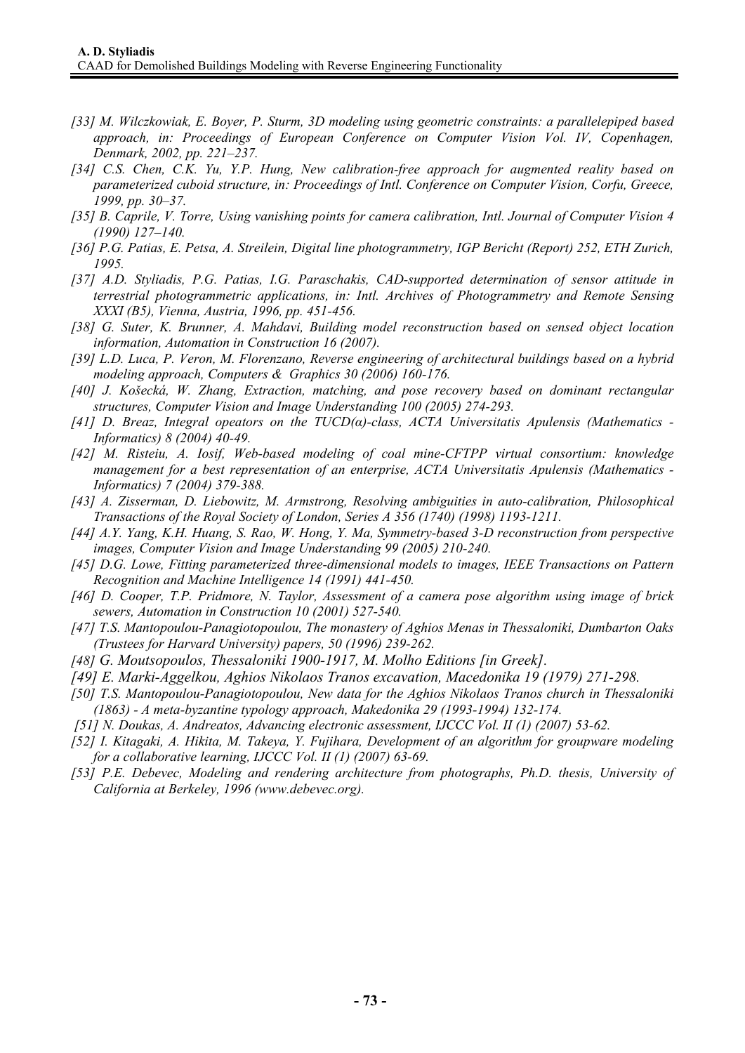*[33] M. Wilczkowiak, E. Boyer, P. Sturm, 3D modeling using geometric constraints: a parallelepiped based approach, in: Proceedings of European Conference on Computer Vision Vol. IV, Copenhagen, Denmark, 2002, pp. 221–237.*

*[34] C.S. Chen, C.K. Yu, Y.P. Hung, New calibration-free approach for augmented reality based on parameterized cuboid structure, in: Proceedings of Intl. Conference on Computer Vision, Corfu, Greece, 1999, pp. 30–37.*

*[35] B. Caprile, V. Torre, Using vanishing points for camera calibration, Intl. Journal of Computer Vision 4 (1990) 127–140.*

*[36] P.G. Patias, E. Petsa, A. Streilein, Digital line photogrammetry, IGP Bericht (Report) 252, ETH Zurich, 1995.*

*[37] A.D. Styliadis, P.G. Patias, I.G. Paraschakis, CAD-supported determination of sensor attitude in terrestrial photogrammetric applications, in: Intl. Archives of Photogrammetry and Remote Sensing XXXI (B5), Vienna, Austria, 1996, pp. 451-456.*

*[38] G. Suter, K. Brunner, A. Mahdavi, Building model reconstruction based on sensed object location information, Automation in Construction 16 (2007).*

*[39] L.D. Luca, P. Veron, M. Florenzano, Reverse engineering of architectural buildings based on a hybrid modeling approach, Computers & Graphics 30 (2006) 160-176.*

*[40] J. Košecká, W. Zhang, Extraction, matching, and pose recovery based on dominant rectangular structures, Computer Vision and Image Understanding 100 (2005) 274-293.*

*[41] D. Breaz, Integral opeators on the TUCD(α)-class, ACTA Universitatis Apulensis (Mathematics - Informatics) 8 (2004) 40-49.*

*[42] M. Risteiu, A. Iosif, Web-based modeling of coal mine-CFTPP virtual consortium: knowledge management for a best representation of an enterprise, ACTA Universitatis Apulensis (Mathematics - Informatics) 7 (2004) 379-388.*

*[43] A. Zisserman, D. Liebowitz, M. Armstrong, Resolving ambiguities in auto-calibration, Philosophical Transactions of the Royal Society of London, Series A 356 (1740) (1998) 1193-1211.*

*[44] A.Y. Yang, K.H. Huang, S. Rao, W. Hong, Y. Ma, Symmetry-based 3-D reconstruction from perspective images, Computer Vision and Image Understanding 99 (2005) 210-240.*

*[45] D.G. Lowe, Fitting parameterized three-dimensional models to images, IEEE Transactions on Pattern Recognition and Machine Intelligence 14 (1991) 441-450.*

*[46] D. Cooper, T.P. Pridmore, N. Taylor, Assessment of a camera pose algorithm using image of brick sewers, Automation in Construction 10 (2001) 527-540.*

*[47] T.S. Mantopoulou-Panagiotopoulou, The monastery of Aghios Menas in Thessaloniki, Dumbarton Oaks (Trustees for Harvard University) papers, 50 (1996) 239-262.*

*[48] G. Moutsopoulos, Thessaloniki 1900-1917, M. Molho Editions [in Greek].*

*[49] E. Marki-Aggelkou, Aghios Nikolaos Tranos excavation, Macedonika 19 (1979) 271-298.*

*[50] T.S. Mantopoulou-Panagiotopoulou, New data for the Aghios Nikolaos Tranos church in Thessaloniki (1863) - A meta-byzantine typology approach, Makedonika 29 (1993-1994) 132-174.*

*[51] N. Doukas, A. Andreatos, Advancing electronic assessment, IJCCC Vol. II (1) (2007) 53-62.*

*[52] I. Kitagaki, A. Hikita, M. Takeya, Y. Fujihara, Development of an algorithm for groupware modeling for a collaborative learning, IJCCC Vol. II (1) (2007) 63-69.*

*[53] P.E. Debevec, Modeling and rendering architecture from photographs, Ph.D. thesis, University of California at Berkeley, 1996 (www.debevec.org).*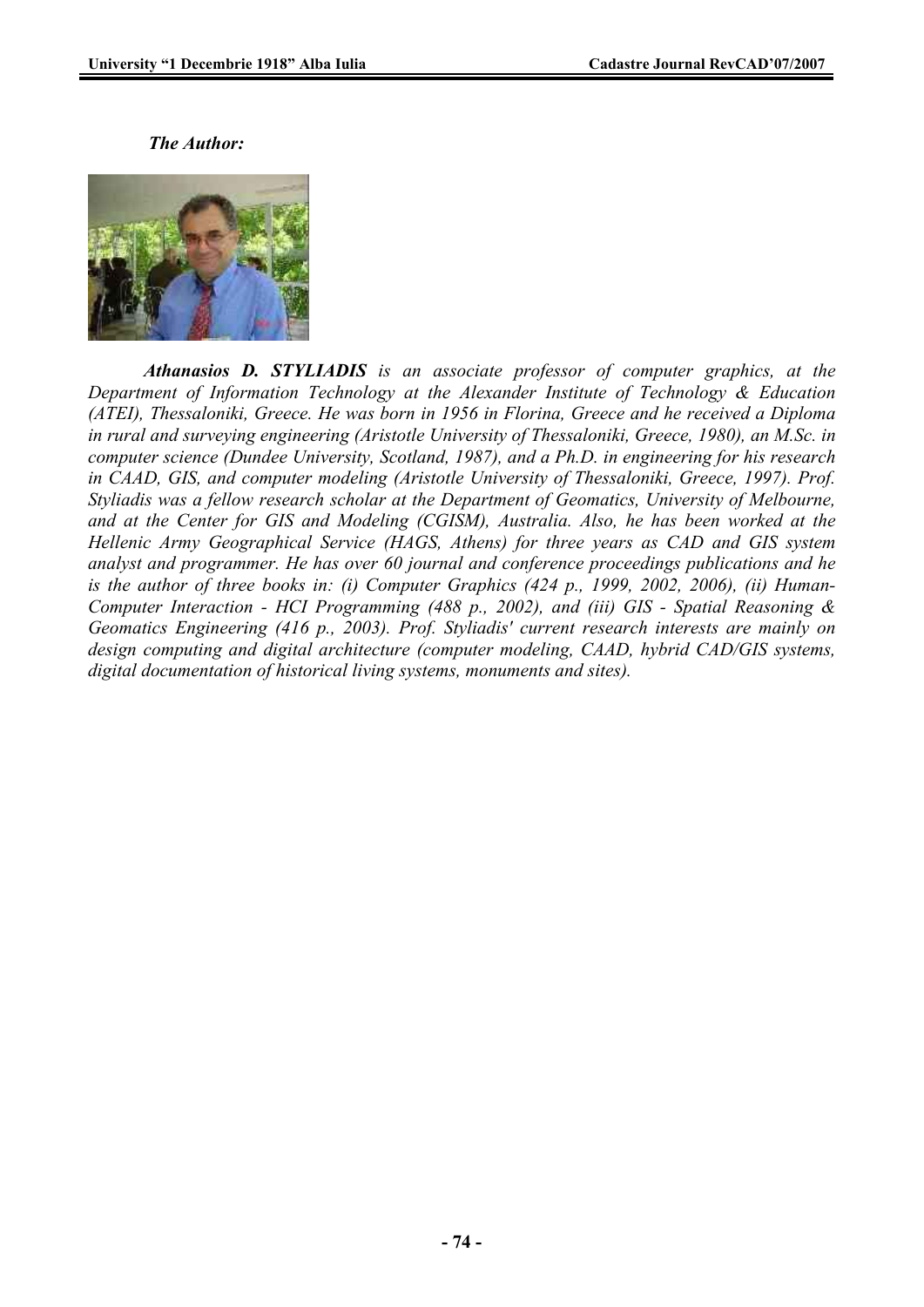***The Author:***

***Athanasios D. STYLIADIS*** *is an associate professor of computer graphics, at the Department of Information Technology at the Alexander Institute of Technology & Education (ATEI), Thessaloniki, Greece. He was born in 1956 in Florina, Greece and he received a Diploma in rural and surveying engineering (Aristotle University of Thessaloniki, Greece, 1980), an M.Sc. in computer science (Dundee University, Scotland, 1987), and a Ph.D. in engineering for his research in CAAD, GIS, and computer modeling (Aristotle University of Thessaloniki, Greece, 1997). Prof. Styliadis was a fellow research scholar at the Department of Geomatics, University of Melbourne, and at the Center for GIS and Modeling (CGISM), Australia. Also, he has been worked at the Hellenic Army Geographical Service (HAGS, Athens) for three years as CAD and GIS system analyst and programmer. He has over 60 journal and conference proceedings publications and he is the author of three books in: (i) Computer Graphics (424 p., 1999, 2002, 2006), (ii) Human-Computer Interaction - HCI Programming (488 p., 2002), and (iii) GIS - Spatial Reasoning & Geomatics Engineering (416 p., 2003). Prof. Styliadis' current research interests are mainly on design computing and digital architecture (computer modeling, CAAD, hybrid CAD/GIS systems, digital documentation of historical living systems, monuments and sites).*